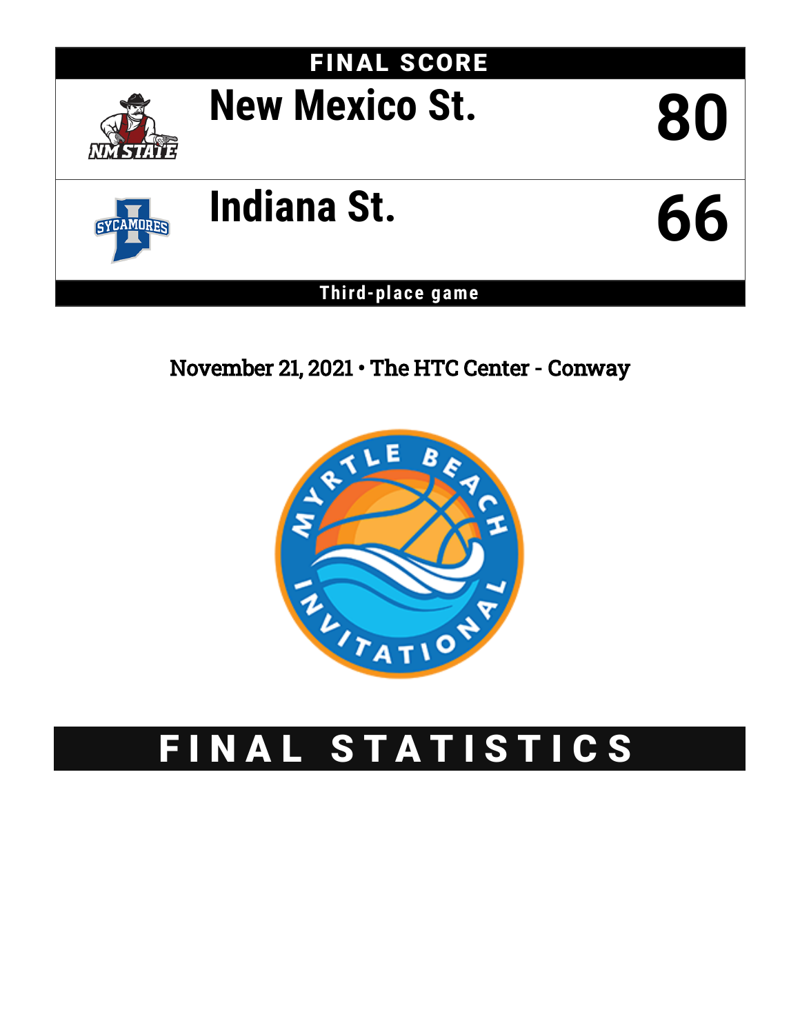# FINAL SCORE

| | |
|---|---|
| New Mexico St. | 80 |
| Indiana St. | 66 |

**Third-place game**

November 21, 2021 • The HTC Center - Conway

# FINAL STATISTICS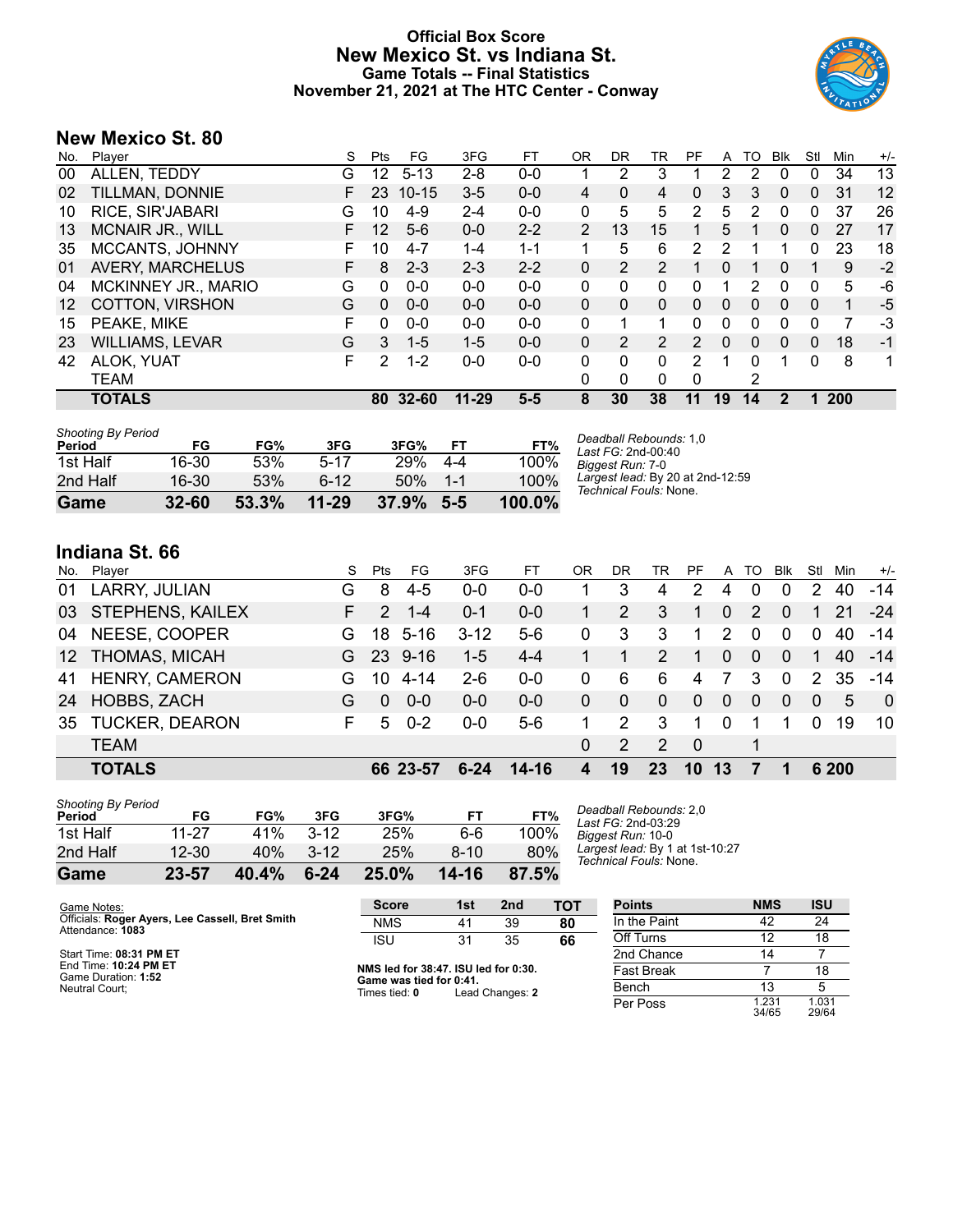# Official Box Score
## New Mexico St. vs Indiana St.
### Game Totals -- Final Statistics
### November 21, 2021 at The HTC Center - Conway

## New Mexico St. 80

| No. | Player | S | Pts | FG | 3FG | FT | OR | DR | TR | PF | A | TO | Blk | Stl | Min | +/- |
|---|---|---|---|---|---|---|---|---|---|---|---|---|---|---|---|---|
| 00 | ALLEN, TEDDY | G | 12 | 5-13 | 2-8 | 0-0 | 1 | 2 | 3 | 1 | 2 | 2 | 0 | 0 | 34 | 13 |
| 02 | TILLMAN, DONNIE | F | 23 | 10-15 | 3-5 | 0-0 | 4 | 0 | 4 | 0 | 3 | 3 | 0 | 0 | 31 | 12 |
| 10 | RICE, SIR'JABARI | G | 10 | 4-9 | 2-4 | 0-0 | 0 | 5 | 5 | 2 | 5 | 2 | 0 | 0 | 37 | 26 |
| 13 | MCNAIR JR., WILL | F | 12 | 5-6 | 0-0 | 2-2 | 2 | 13 | 15 | 1 | 5 | 1 | 0 | 0 | 27 | 17 |
| 35 | MCCANTS, JOHNNY | F | 10 | 4-7 | 1-4 | 1-1 | 1 | 5 | 6 | 2 | 2 | 1 | 1 | 0 | 23 | 18 |
| 01 | AVERY, MARCHELUS | F | 8 | 2-3 | 2-3 | 2-2 | 0 | 2 | 2 | 1 | 0 | 1 | 0 | 1 | 9 | -2 |
| 04 | MCKINNEY JR., MARIO | G | 0 | 0-0 | 0-0 | 0-0 | 0 | 0 | 0 | 0 | 1 | 2 | 0 | 0 | 5 | -6 |
| 12 | COTTON, VIRSHON | G | 0 | 0-0 | 0-0 | 0-0 | 0 | 0 | 0 | 0 | 0 | 0 | 0 | 0 | 1 | -5 |
| 15 | PEAKE, MIKE | F | 0 | 0-0 | 0-0 | 0-0 | 0 | 1 | 1 | 0 | 0 | 0 | 0 | 0 | 7 | -3 |
| 23 | WILLIAMS, LEVAR | G | 3 | 1-5 | 1-5 | 0-0 | 0 | 2 | 2 | 2 | 0 | 0 | 0 | 0 | 18 | -1 |
| 42 | ALOK, YUAT | F | 2 | 1-2 | 0-0 | 0-0 | 0 | 0 | 0 | 2 | 1 | 0 | 1 | 0 | 8 | 1 |
| | TEAM | | | | | | 0 | 0 | 0 | 0 | | 2 | | | | |
| | **TOTALS** | | **80** | **32-60** | **11-29** | **5-5** | **8** | **30** | **38** | **11** | **19** | **14** | **2** | **1** | **200** | |

*Shooting By Period*

| Period | FG | FG% | 3FG | 3FG% | FT | FT% |
|---|---|---|---|---|---|---|
| 1st Half | 16-30 | 53% | 5-17 | 29% | 4-4 | 100% |
| 2nd Half | 16-30 | 53% | 6-12 | 50% | 1-1 | 100% |
| **Game** | **32-60** | **53.3%** | **11-29** | **37.9%** | **5-5** | **100.0%** |

*Deadball Rebounds:* 1,0
*Last FG:* 2nd-00:40
*Biggest Run:* 7-0
*Largest lead:* By 20 at 2nd-12:59
*Technical Fouls:* None.

## Indiana St. 66

| No. | Player | S | Pts | FG | 3FG | FT | OR | DR | TR | PF | A | TO | Blk | Stl | Min | +/- |
|---|---|---|---|---|---|---|---|---|---|---|---|---|---|---|---|---|
| 01 | LARRY, JULIAN | G | 8 | 4-5 | 0-0 | 0-0 | 1 | 3 | 4 | 2 | 4 | 0 | 0 | 2 | 40 | -14 |
| 03 | STEPHENS, KAILEX | F | 2 | 1-4 | 0-1 | 0-0 | 1 | 2 | 3 | 1 | 0 | 2 | 0 | 1 | 21 | -24 |
| 04 | NEESE, COOPER | G | 18 | 5-16 | 3-12 | 5-6 | 0 | 3 | 3 | 1 | 2 | 0 | 0 | 0 | 40 | -14 |
| 12 | THOMAS, MICAH | G | 23 | 9-16 | 1-5 | 4-4 | 1 | 1 | 2 | 1 | 0 | 0 | 0 | 1 | 40 | -14 |
| 41 | HENRY, CAMERON | G | 10 | 4-14 | 2-6 | 0-0 | 0 | 6 | 6 | 4 | 7 | 3 | 0 | 2 | 35 | -14 |
| 24 | HOBBS, ZACH | G | 0 | 0-0 | 0-0 | 0-0 | 0 | 0 | 0 | 0 | 0 | 0 | 0 | 0 | 5 | 0 |
| 35 | TUCKER, DEARON | F | 5 | 0-2 | 0-0 | 5-6 | 1 | 2 | 3 | 1 | 0 | 1 | 1 | 0 | 19 | 10 |
| | TEAM | | | | | | 0 | 2 | 2 | 0 | | 1 | | | | |
| | **TOTALS** | | **66** | **23-57** | **6-24** | **14-16** | **4** | **19** | **23** | **10** | **13** | **7** | **1** | **6** | **200** | |

*Shooting By Period*

| Period | FG | FG% | 3FG | 3FG% | FT | FT% |
|---|---|---|---|---|---|---|
| 1st Half | 11-27 | 41% | 3-12 | 25% | 6-6 | 100% |
| 2nd Half | 12-30 | 40% | 3-12 | 25% | 8-10 | 80% |
| **Game** | **23-57** | **40.4%** | **6-24** | **25.0%** | **14-16** | **87.5%** |

*Deadball Rebounds:* 2,0
*Last FG:* 2nd-03:29
*Biggest Run:* 10-0
*Largest lead:* By 1 at 1st-10:27
*Technical Fouls:* None.

Game Notes:
Officials: **Roger Ayers, Lee Cassell, Bret Smith**
Attendance: **1083**

Start Time: **08:31 PM ET**
End Time: **10:24 PM ET**
Game Duration: **1:52**
Neutral Court;

| Score | 1st | 2nd | TOT |
|---|---|---|---|
| NMS | 41 | 39 | **80** |
| ISU | 31 | 35 | **66** |

**NMS led for 38:47. ISU led for 0:30.**
**Game was tied for 0:41.**
Times tied: **0** Lead Changes: **2**

| Points | NMS | ISU |
|---|---|---|
| In the Paint | 42 | 24 |
| Off Turns | 12 | 18 |
| 2nd Chance | 14 | 7 |
| Fast Break | 7 | 18 |
| Bench | 13 | 5 |
| Per Poss | 1.231 34/65 | 1.031 29/64 |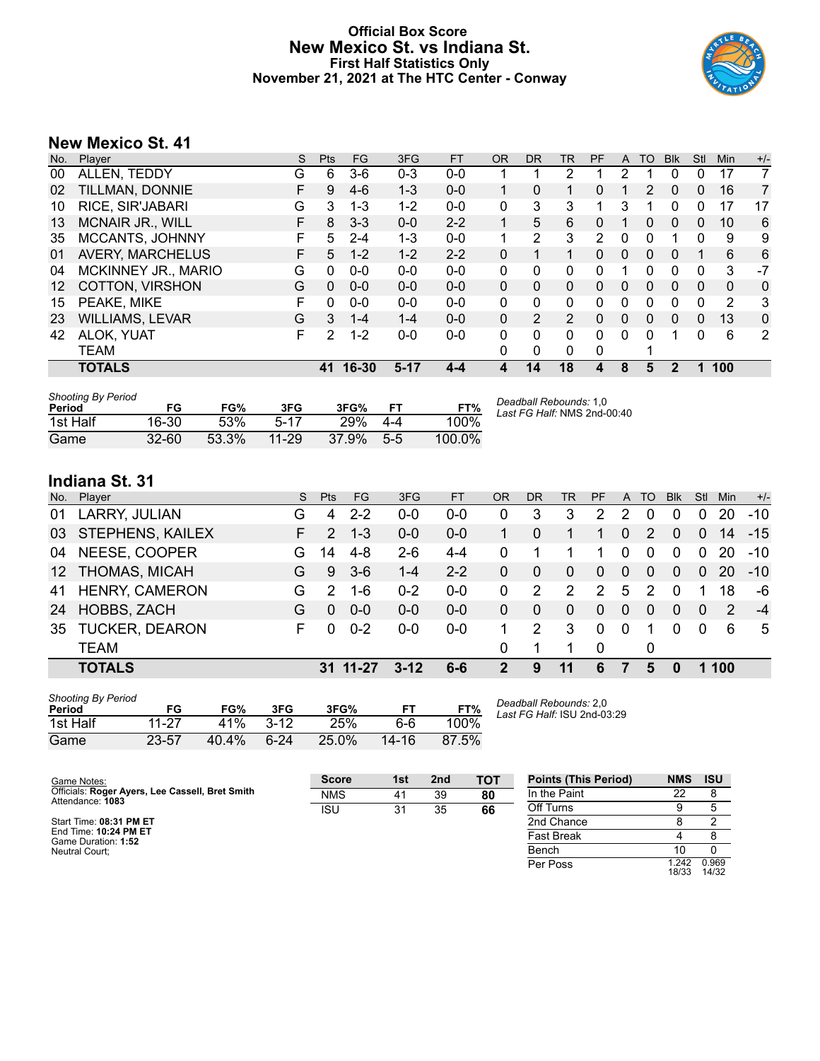# Official Box Score
## New Mexico St. vs Indiana St.
### First Half Statistics Only
### November 21, 2021 at The HTC Center - Conway

## New Mexico St. 41

| No. | Player | S | Pts | FG | 3FG | FT | OR | DR | TR | PF | A | TO | Blk | Stl | Min | +/- |
|---|---|---|---|---|---|---|---|---|---|---|---|---|---|---|---|---|
| 00 | ALLEN, TEDDY | G | 6 | 3-6 | 0-3 | 0-0 | 1 | 1 | 2 | 1 | 2 | 1 | 0 | 0 | 17 | 7 |
| 02 | TILLMAN, DONNIE | F | 9 | 4-6 | 1-3 | 0-0 | 1 | 0 | 1 | 0 | 1 | 2 | 0 | 0 | 16 | 7 |
| 10 | RICE, SIR'JABARI | G | 3 | 1-3 | 1-2 | 0-0 | 0 | 3 | 3 | 1 | 3 | 1 | 0 | 0 | 17 | 17 |
| 13 | MCNAIR JR., WILL | F | 8 | 3-3 | 0-0 | 2-2 | 1 | 5 | 6 | 0 | 1 | 0 | 0 | 0 | 10 | 6 |
| 35 | MCCANTS, JOHNNY | F | 5 | 2-4 | 1-3 | 0-0 | 1 | 2 | 3 | 2 | 0 | 0 | 1 | 0 | 9 | 9 |
| 01 | AVERY, MARCHELUS | F | 5 | 1-2 | 1-2 | 2-2 | 0 | 1 | 1 | 0 | 0 | 0 | 0 | 1 | 6 | 6 |
| 04 | MCKINNEY JR., MARIO | G | 0 | 0-0 | 0-0 | 0-0 | 0 | 0 | 0 | 0 | 1 | 0 | 0 | 0 | 3 | -7 |
| 12 | COTTON, VIRSHON | G | 0 | 0-0 | 0-0 | 0-0 | 0 | 0 | 0 | 0 | 0 | 0 | 0 | 0 | 0 | 0 |
| 15 | PEAKE, MIKE | F | 0 | 0-0 | 0-0 | 0-0 | 0 | 0 | 0 | 0 | 0 | 0 | 0 | 0 | 2 | 3 |
| 23 | WILLIAMS, LEVAR | G | 3 | 1-4 | 1-4 | 0-0 | 0 | 2 | 2 | 0 | 0 | 0 | 0 | 0 | 13 | 0 |
| 42 | ALOK, YUAT | F | 2 | 1-2 | 0-0 | 0-0 | 0 | 0 | 0 | 0 | 0 | 0 | 1 | 0 | 6 | 2 |
| | TEAM | | | | | | 0 | 0 | 0 | 0 | | 1 | | | | |
| | **TOTALS** | | **41** | **16-30** | **5-17** | **4-4** | **4** | **14** | **18** | **4** | **8** | **5** | **2** | **1** | **100** | |

*Shooting By Period*

| Period | FG | FG% | 3FG | 3FG% | FT | FT% |
|---|---|---|---|---|---|---|
| 1st Half | 16-30 | 53% | 5-17 | 29% | 4-4 | 100% |
| Game | 32-60 | 53.3% | 11-29 | 37.9% | 5-5 | 100.0% |

*Deadball Rebounds:* 1,0
*Last FG Half:* NMS 2nd-00:40

## Indiana St. 31

| No. | Player | S | Pts | FG | 3FG | FT | OR | DR | TR | PF | A | TO | Blk | Stl | Min | +/- |
|---|---|---|---|---|---|---|---|---|---|---|---|---|---|---|---|---|
| 01 | LARRY, JULIAN | G | 4 | 2-2 | 0-0 | 0-0 | 0 | 3 | 3 | 2 | 2 | 0 | 0 | 0 | 20 | -10 |
| 03 | STEPHENS, KAILEX | F | 2 | 1-3 | 0-0 | 0-0 | 1 | 0 | 1 | 1 | 0 | 2 | 0 | 0 | 14 | -15 |
| 04 | NEESE, COOPER | G | 14 | 4-8 | 2-6 | 4-4 | 0 | 1 | 1 | 1 | 0 | 0 | 0 | 0 | 20 | -10 |
| 12 | THOMAS, MICAH | G | 9 | 3-6 | 1-4 | 2-2 | 0 | 0 | 0 | 0 | 0 | 0 | 0 | 0 | 20 | -10 |
| 41 | HENRY, CAMERON | G | 2 | 1-6 | 0-2 | 0-0 | 0 | 2 | 2 | 2 | 5 | 2 | 0 | 1 | 18 | -6 |
| 24 | HOBBS, ZACH | G | 0 | 0-0 | 0-0 | 0-0 | 0 | 0 | 0 | 0 | 0 | 0 | 0 | 0 | 2 | -4 |
| 35 | TUCKER, DEARON | F | 0 | 0-2 | 0-0 | 0-0 | 1 | 2 | 3 | 0 | 0 | 1 | 0 | 0 | 6 | 5 |
| | TEAM | | | | | | 0 | 1 | 1 | 0 | | 0 | | | | |
| | **TOTALS** | | **31** | **11-27** | **3-12** | **6-6** | **2** | **9** | **11** | **6** | **7** | **5** | **0** | **1** | **100** | |

*Shooting By Period*

| Period | FG | FG% | 3FG | 3FG% | FT | FT% |
|---|---|---|---|---|---|---|
| 1st Half | 11-27 | 41% | 3-12 | 25% | 6-6 | 100% |
| Game | 23-57 | 40.4% | 6-24 | 25.0% | 14-16 | 87.5% |

*Deadball Rebounds:* 2,0
*Last FG Half:* ISU 2nd-03:29

Game Notes:
Officials: **Roger Ayers, Lee Cassell, Bret Smith**
Attendance: **1083**

Start Time: **08:31 PM ET**
End Time: **10:24 PM ET**
Game Duration: **1:52**
Neutral Court;

| Score | 1st | 2nd | TOT |
|---|---|---|---|
| NMS | 41 | 39 | **80** |
| ISU | 31 | 35 | **66** |

| Points (This Period) | NMS | ISU |
|---|---|---|
| In the Paint | 22 | 8 |
| Off Turns | 9 | 5 |
| 2nd Chance | 8 | 2 |
| Fast Break | 4 | 8 |
| Bench | 10 | 0 |
| Per Poss | 1.242 18/33 | 0.969 14/32 |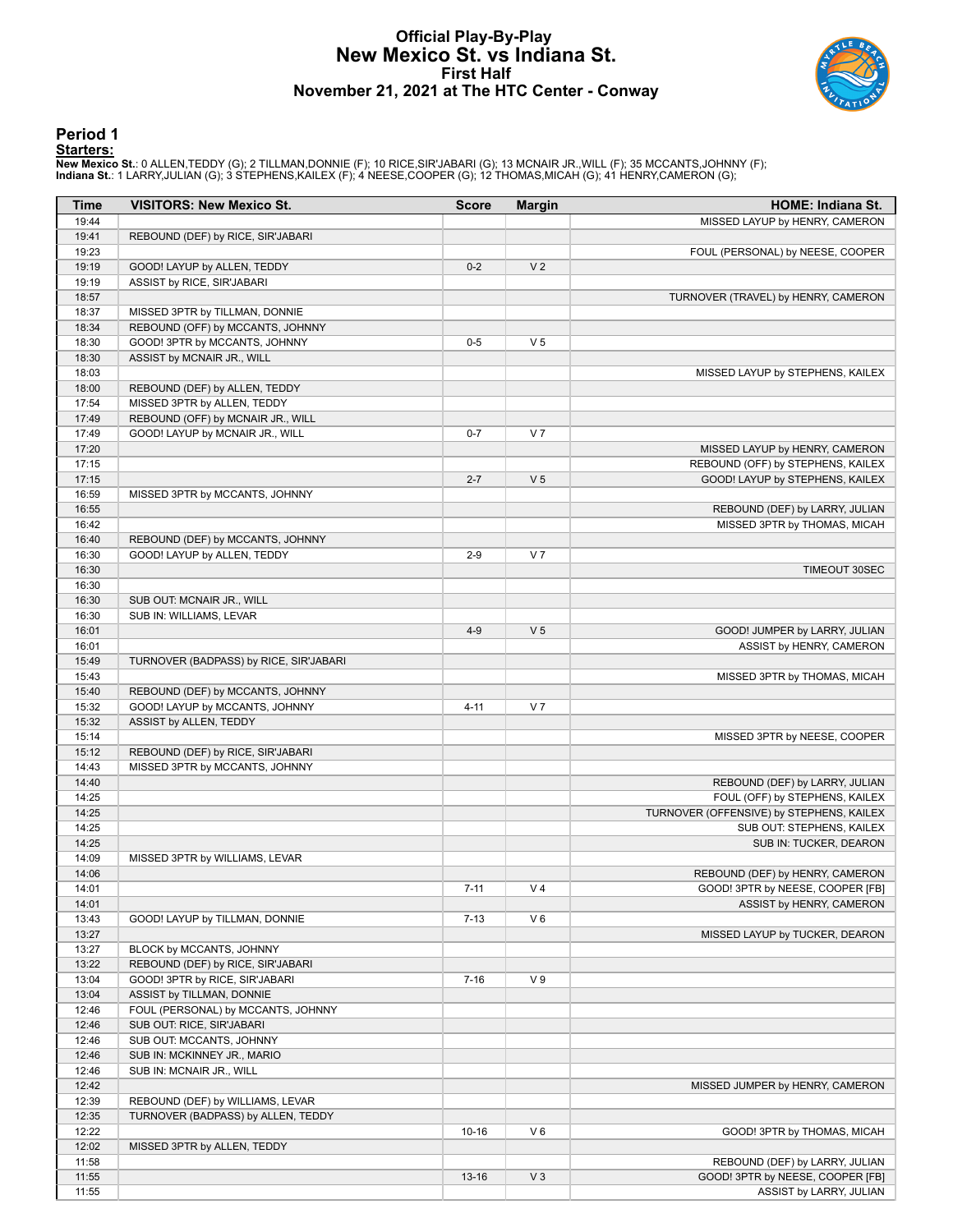# Official Play-By-Play
## New Mexico St. vs Indiana St.
### First Half
### November 21, 2021 at The HTC Center - Conway

## Period 1

**Starters:**

**New Mexico St.**: 0 ALLEN,TEDDY (G); 2 TILLMAN,DONNIE (F); 10 RICE,SIR'JABARI (G); 13 MCNAIR JR.,WILL (F); 35 MCCANTS,JOHNNY (F);
**Indiana St.**: 1 LARRY,JULIAN (G); 3 STEPHENS,KAILEX (F); 4 NEESE,COOPER (G); 12 THOMAS,MICAH (G); 41 HENRY,CAMERON (G);

| Time | VISITORS: New Mexico St. | Score | Margin | HOME: Indiana St. |
|---|---|---|---|---|
| 19:44 | | | | MISSED LAYUP by HENRY, CAMERON |
| 19:41 | REBOUND (DEF) by RICE, SIR'JABARI | | | |
| 19:23 | | | | FOUL (PERSONAL) by NEESE, COOPER |
| 19:19 | GOOD! LAYUP by ALLEN, TEDDY | 0-2 | V 2 | |
| 19:19 | ASSIST by RICE, SIR'JABARI | | | |
| 18:57 | | | | TURNOVER (TRAVEL) by HENRY, CAMERON |
| 18:37 | MISSED 3PTR by TILLMAN, DONNIE | | | |
| 18:34 | REBOUND (OFF) by MCCANTS, JOHNNY | | | |
| 18:30 | GOOD! 3PTR by MCCANTS, JOHNNY | 0-5 | V 5 | |
| 18:30 | ASSIST by MCNAIR JR., WILL | | | |
| 18:03 | | | | MISSED LAYUP by STEPHENS, KAILEX |
| 18:00 | REBOUND (DEF) by ALLEN, TEDDY | | | |
| 17:54 | MISSED 3PTR by ALLEN, TEDDY | | | |
| 17:49 | REBOUND (OFF) by MCNAIR JR., WILL | | | |
| 17:49 | GOOD! LAYUP by MCNAIR JR., WILL | 0-7 | V 7 | |
| 17:20 | | | | MISSED LAYUP by HENRY, CAMERON |
| 17:15 | | | | REBOUND (OFF) by STEPHENS, KAILEX |
| 17:15 | | 2-7 | V 5 | GOOD! LAYUP by STEPHENS, KAILEX |
| 16:59 | MISSED 3PTR by MCCANTS, JOHNNY | | | |
| 16:55 | | | | REBOUND (DEF) by LARRY, JULIAN |
| 16:42 | | | | MISSED 3PTR by THOMAS, MICAH |
| 16:40 | REBOUND (DEF) by MCCANTS, JOHNNY | | | |
| 16:30 | GOOD! LAYUP by ALLEN, TEDDY | 2-9 | V 7 | |
| 16:30 | | | | TIMEOUT 30SEC |
| 16:30 | | | | |
| 16:30 | SUB OUT: MCNAIR JR., WILL | | | |
| 16:30 | SUB IN: WILLIAMS, LEVAR | | | |
| 16:01 | | 4-9 | V 5 | GOOD! JUMPER by LARRY, JULIAN |
| 16:01 | | | | ASSIST by HENRY, CAMERON |
| 15:49 | TURNOVER (BADPASS) by RICE, SIR'JABARI | | | |
| 15:43 | | | | MISSED 3PTR by THOMAS, MICAH |
| 15:40 | REBOUND (DEF) by MCCANTS, JOHNNY | | | |
| 15:32 | GOOD! LAYUP by MCCANTS, JOHNNY | 4-11 | V 7 | |
| 15:32 | ASSIST by ALLEN, TEDDY | | | |
| 15:14 | | | | MISSED 3PTR by NEESE, COOPER |
| 15:12 | REBOUND (DEF) by RICE, SIR'JABARI | | | |
| 14:43 | MISSED 3PTR by MCCANTS, JOHNNY | | | |
| 14:40 | | | | REBOUND (DEF) by LARRY, JULIAN |
| 14:25 | | | | FOUL (OFF) by STEPHENS, KAILEX |
| 14:25 | | | | TURNOVER (OFFENSIVE) by STEPHENS, KAILEX |
| 14:25 | | | | SUB OUT: STEPHENS, KAILEX |
| 14:25 | | | | SUB IN: TUCKER, DEARON |
| 14:09 | MISSED 3PTR by WILLIAMS, LEVAR | | | |
| 14:06 | | | | REBOUND (DEF) by HENRY, CAMERON |
| 14:01 | | 7-11 | V 4 | GOOD! 3PTR by NEESE, COOPER [FB] |
| 14:01 | | | | ASSIST by HENRY, CAMERON |
| 13:43 | GOOD! LAYUP by TILLMAN, DONNIE | 7-13 | V 6 | |
| 13:27 | | | | MISSED LAYUP by TUCKER, DEARON |
| 13:27 | BLOCK by MCCANTS, JOHNNY | | | |
| 13:22 | REBOUND (DEF) by RICE, SIR'JABARI | | | |
| 13:04 | GOOD! 3PTR by RICE, SIR'JABARI | 7-16 | V 9 | |
| 13:04 | ASSIST by TILLMAN, DONNIE | | | |
| 12:46 | FOUL (PERSONAL) by MCCANTS, JOHNNY | | | |
| 12:46 | SUB OUT: RICE, SIR'JABARI | | | |
| 12:46 | SUB OUT: MCCANTS, JOHNNY | | | |
| 12:46 | SUB IN: MCKINNEY JR., MARIO | | | |
| 12:46 | SUB IN: MCNAIR JR., WILL | | | |
| 12:42 | | | | MISSED JUMPER by HENRY, CAMERON |
| 12:39 | REBOUND (DEF) by WILLIAMS, LEVAR | | | |
| 12:35 | TURNOVER (BADPASS) by ALLEN, TEDDY | | | |
| 12:22 | | 10-16 | V 6 | GOOD! 3PTR by THOMAS, MICAH |
| 12:02 | MISSED 3PTR by ALLEN, TEDDY | | | |
| 11:58 | | | | REBOUND (DEF) by LARRY, JULIAN |
| 11:55 | | 13-16 | V 3 | GOOD! 3PTR by NEESE, COOPER [FB] |
| 11:55 | | | | ASSIST by LARRY, JULIAN |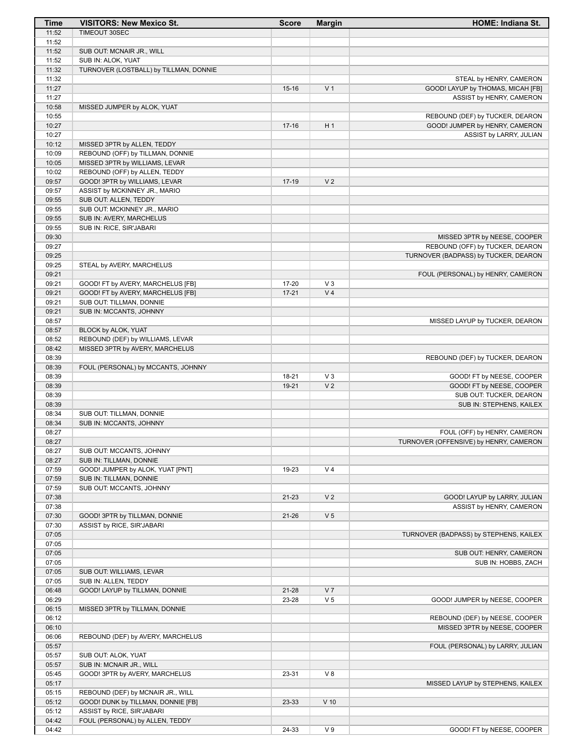| Time | VISITORS: New Mexico St. | Score | Margin | HOME: Indiana St. |
|---|---|---|---|---|
| 11:52 | TIMEOUT 30SEC | | | |
| 11:52 | | | | |
| 11:52 | SUB OUT: MCNAIR JR., WILL | | | |
| 11:52 | SUB IN: ALOK, YUAT | | | |
| 11:32 | TURNOVER (LOSTBALL) by TILLMAN, DONNIE | | | |
| 11:32 | | | | STEAL by HENRY, CAMERON |
| 11:27 | | 15-16 | V 1 | GOOD! LAYUP by THOMAS, MICAH [FB] |
| 11:27 | | | | ASSIST by HENRY, CAMERON |
| 10:58 | MISSED JUMPER by ALOK, YUAT | | | |
| 10:55 | | | | REBOUND (DEF) by TUCKER, DEARON |
| 10:27 | | 17-16 | H 1 | GOOD! JUMPER by HENRY, CAMERON |
| 10:27 | | | | ASSIST by LARRY, JULIAN |
| 10:12 | MISSED 3PTR by ALLEN, TEDDY | | | |
| 10:09 | REBOUND (OFF) by TILLMAN, DONNIE | | | |
| 10:05 | MISSED 3PTR by WILLIAMS, LEVAR | | | |
| 10:02 | REBOUND (OFF) by ALLEN, TEDDY | | | |
| 09:57 | GOOD! 3PTR by WILLIAMS, LEVAR | 17-19 | V 2 | |
| 09:57 | ASSIST by MCKINNEY JR., MARIO | | | |
| 09:55 | SUB OUT: ALLEN, TEDDY | | | |
| 09:55 | SUB OUT: MCKINNEY JR., MARIO | | | |
| 09:55 | SUB IN: AVERY, MARCHELUS | | | |
| 09:55 | SUB IN: RICE, SIR'JABARI | | | |
| 09:30 | | | | MISSED 3PTR by NEESE, COOPER |
| 09:27 | | | | REBOUND (OFF) by TUCKER, DEARON |
| 09:25 | | | | TURNOVER (BADPASS) by TUCKER, DEARON |
| 09:25 | STEAL by AVERY, MARCHELUS | | | |
| 09:21 | | | | FOUL (PERSONAL) by HENRY, CAMERON |
| 09:21 | GOOD! FT by AVERY, MARCHELUS [FB] | 17-20 | V 3 | |
| 09:21 | GOOD! FT by AVERY, MARCHELUS [FB] | 17-21 | V 4 | |
| 09:21 | SUB OUT: TILLMAN, DONNIE | | | |
| 09:21 | SUB IN: MCCANTS, JOHNNY | | | |
| 08:57 | | | | MISSED LAYUP by TUCKER, DEARON |
| 08:57 | BLOCK by ALOK, YUAT | | | |
| 08:52 | REBOUND (DEF) by WILLIAMS, LEVAR | | | |
| 08:42 | MISSED 3PTR by AVERY, MARCHELUS | | | |
| 08:39 | | | | REBOUND (DEF) by TUCKER, DEARON |
| 08:39 | FOUL (PERSONAL) by MCCANTS, JOHNNY | | | |
| 08:39 | | 18-21 | V 3 | GOOD! FT by NEESE, COOPER |
| 08:39 | | 19-21 | V 2 | GOOD! FT by NEESE, COOPER |
| 08:39 | | | | SUB OUT: TUCKER, DEARON |
| 08:39 | | | | SUB IN: STEPHENS, KAILEX |
| 08:34 | SUB OUT: TILLMAN, DONNIE | | | |
| 08:34 | SUB IN: MCCANTS, JOHNNY | | | |
| 08:27 | | | | FOUL (OFF) by HENRY, CAMERON |
| 08:27 | | | | TURNOVER (OFFENSIVE) by HENRY, CAMERON |
| 08:27 | SUB OUT: MCCANTS, JOHNNY | | | |
| 08:27 | SUB IN: TILLMAN, DONNIE | | | |
| 07:59 | GOOD! JUMPER by ALOK, YUAT [PNT] | 19-23 | V 4 | |
| 07:59 | SUB IN: TILLMAN, DONNIE | | | |
| 07:59 | SUB OUT: MCCANTS, JOHNNY | | | |
| 07:38 | | 21-23 | V 2 | GOOD! LAYUP by LARRY, JULIAN |
| 07:38 | | | | ASSIST by HENRY, CAMERON |
| 07:30 | GOOD! 3PTR by TILLMAN, DONNIE | 21-26 | V 5 | |
| 07:30 | ASSIST by RICE, SIR'JABARI | | | |
| 07:05 | | | | TURNOVER (BADPASS) by STEPHENS, KAILEX |
| 07:05 | | | | |
| 07:05 | | | | SUB OUT: HENRY, CAMERON |
| 07:05 | | | | SUB IN: HOBBS, ZACH |
| 07:05 | SUB OUT: WILLIAMS, LEVAR | | | |
| 07:05 | SUB IN: ALLEN, TEDDY | | | |
| 06:48 | GOOD! LAYUP by TILLMAN, DONNIE | 21-28 | V 7 | |
| 06:29 | | 23-28 | V 5 | GOOD! JUMPER by NEESE, COOPER |
| 06:15 | MISSED 3PTR by TILLMAN, DONNIE | | | |
| 06:12 | | | | REBOUND (DEF) by NEESE, COOPER |
| 06:10 | | | | MISSED 3PTR by NEESE, COOPER |
| 06:06 | REBOUND (DEF) by AVERY, MARCHELUS | | | |
| 05:57 | | | | FOUL (PERSONAL) by LARRY, JULIAN |
| 05:57 | SUB OUT: ALOK, YUAT | | | |
| 05:57 | SUB IN: MCNAIR JR., WILL | | | |
| 05:45 | GOOD! 3PTR by AVERY, MARCHELUS | 23-31 | V 8 | |
| 05:17 | | | | MISSED LAYUP by STEPHENS, KAILEX |
| 05:15 | REBOUND (DEF) by MCNAIR JR., WILL | | | |
| 05:12 | GOOD! DUNK by TILLMAN, DONNIE [FB] | 23-33 | V 10 | |
| 05:12 | ASSIST by RICE, SIR'JABARI | | | |
| 04:42 | FOUL (PERSONAL) by ALLEN, TEDDY | | | |
| 04:42 | | 24-33 | V 9 | GOOD! FT by NEESE, COOPER |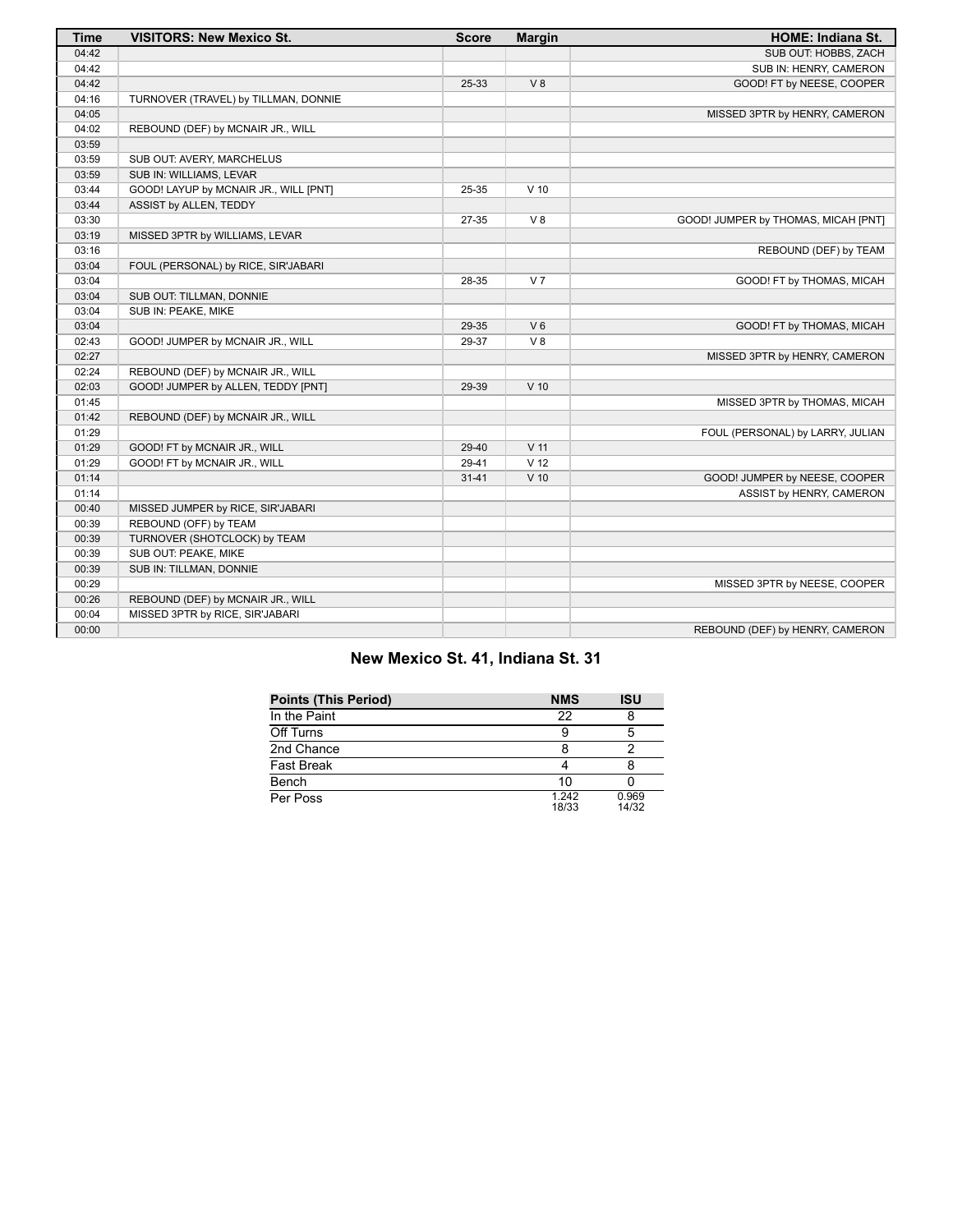| Time | VISITORS: New Mexico St. | Score | Margin | HOME: Indiana St. |
| --- | --- | --- | --- | --- |
| 04:42 | | | | SUB OUT: HOBBS, ZACH |
| 04:42 | | | | SUB IN: HENRY, CAMERON |
| 04:42 | | 25-33 | V 8 | GOOD! FT by NEESE, COOPER |
| 04:16 | TURNOVER (TRAVEL) by TILLMAN, DONNIE | | | |
| 04:05 | | | | MISSED 3PTR by HENRY, CAMERON |
| 04:02 | REBOUND (DEF) by MCNAIR JR., WILL | | | |
| 03:59 | | | | |
| 03:59 | SUB OUT: AVERY, MARCHELUS | | | |
| 03:59 | SUB IN: WILLIAMS, LEVAR | | | |
| 03:44 | GOOD! LAYUP by MCNAIR JR., WILL [PNT] | 25-35 | V 10 | |
| 03:44 | ASSIST by ALLEN, TEDDY | | | |
| 03:30 | | 27-35 | V 8 | GOOD! JUMPER by THOMAS, MICAH [PNT] |
| 03:19 | MISSED 3PTR by WILLIAMS, LEVAR | | | |
| 03:16 | | | | REBOUND (DEF) by TEAM |
| 03:04 | FOUL (PERSONAL) by RICE, SIR'JABARI | | | |
| 03:04 | | 28-35 | V 7 | GOOD! FT by THOMAS, MICAH |
| 03:04 | SUB OUT: TILLMAN, DONNIE | | | |
| 03:04 | SUB IN: PEAKE, MIKE | | | |
| 03:04 | | 29-35 | V 6 | GOOD! FT by THOMAS, MICAH |
| 02:43 | GOOD! JUMPER by MCNAIR JR., WILL | 29-37 | V 8 | |
| 02:27 | | | | MISSED 3PTR by HENRY, CAMERON |
| 02:24 | REBOUND (DEF) by MCNAIR JR., WILL | | | |
| 02:03 | GOOD! JUMPER by ALLEN, TEDDY [PNT] | 29-39 | V 10 | |
| 01:45 | | | | MISSED 3PTR by THOMAS, MICAH |
| 01:42 | REBOUND (DEF) by MCNAIR JR., WILL | | | |
| 01:29 | | | | FOUL (PERSONAL) by LARRY, JULIAN |
| 01:29 | GOOD! FT by MCNAIR JR., WILL | 29-40 | V 11 | |
| 01:29 | GOOD! FT by MCNAIR JR., WILL | 29-41 | V 12 | |
| 01:14 | | 31-41 | V 10 | GOOD! JUMPER by NEESE, COOPER |
| 01:14 | | | | ASSIST by HENRY, CAMERON |
| 00:40 | MISSED JUMPER by RICE, SIR'JABARI | | | |
| 00:39 | REBOUND (OFF) by TEAM | | | |
| 00:39 | TURNOVER (SHOTCLOCK) by TEAM | | | |
| 00:39 | SUB OUT: PEAKE, MIKE | | | |
| 00:39 | SUB IN: TILLMAN, DONNIE | | | |
| 00:29 | | | | MISSED 3PTR by NEESE, COOPER |
| 00:26 | REBOUND (DEF) by MCNAIR JR., WILL | | | |
| 00:04 | MISSED 3PTR by RICE, SIR'JABARI | | | |
| 00:00 | | | | REBOUND (DEF) by HENRY, CAMERON |

## New Mexico St. 41, Indiana St. 31

| Points (This Period) | NMS | ISU |
| --- | --- | --- |
| In the Paint | 22 | 8 |
| Off Turns | 9 | 5 |
| 2nd Chance | 8 | 2 |
| Fast Break | 4 | 8 |
| Bench | 10 | 0 |
| Per Poss | 1.242 18/33 | 0.969 14/32 |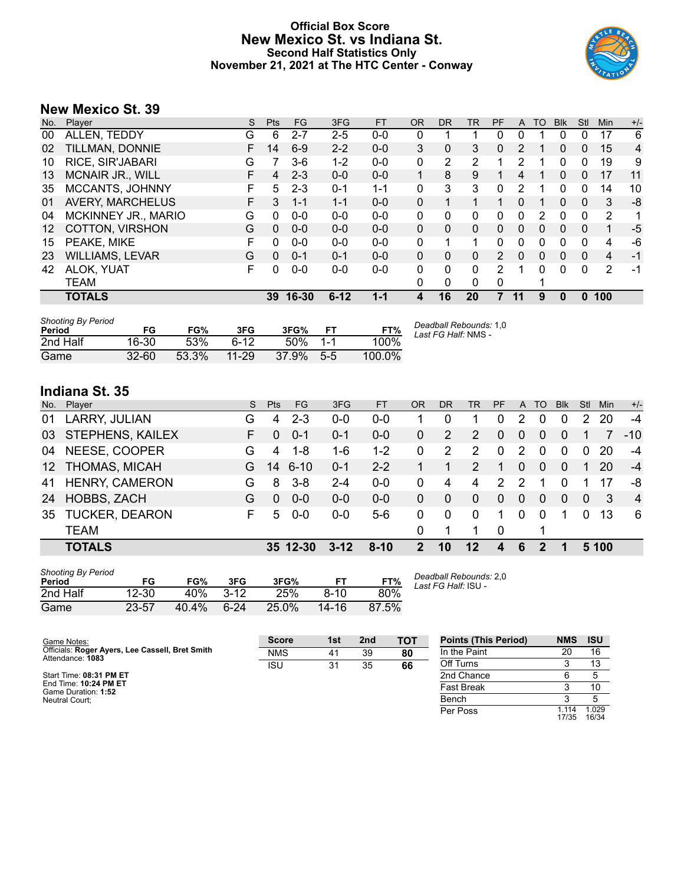# Official Box Score
## New Mexico St. vs Indiana St.
### Second Half Statistics Only
### November 21, 2021 at The HTC Center - Conway

## New Mexico St. 39

| No. | Player | S | Pts | FG | 3FG | FT | OR | DR | TR | PF | A | TO | Blk | Stl | Min | +/- |
|---|---|---|---|---|---|---|---|---|---|---|---|---|---|---|---|---|
| 00 | ALLEN, TEDDY | G | 6 | 2-7 | 2-5 | 0-0 | 0 | 1 | 1 | 0 | 0 | 1 | 0 | 0 | 17 | 6 |
| 02 | TILLMAN, DONNIE | F | 14 | 6-9 | 2-2 | 0-0 | 3 | 0 | 3 | 0 | 2 | 1 | 0 | 0 | 15 | 4 |
| 10 | RICE, SIR'JABARI | G | 7 | 3-6 | 1-2 | 0-0 | 0 | 2 | 2 | 1 | 2 | 1 | 0 | 0 | 19 | 9 |
| 13 | MCNAIR JR., WILL | F | 4 | 2-3 | 0-0 | 0-0 | 1 | 8 | 9 | 1 | 4 | 1 | 0 | 0 | 17 | 11 |
| 35 | MCCANTS, JOHNNY | F | 5 | 2-3 | 0-1 | 1-1 | 0 | 3 | 3 | 0 | 2 | 1 | 0 | 0 | 14 | 10 |
| 01 | AVERY, MARCHELUS | F | 3 | 1-1 | 1-1 | 0-0 | 0 | 1 | 1 | 1 | 0 | 1 | 0 | 0 | 3 | -8 |
| 04 | MCKINNEY JR., MARIO | G | 0 | 0-0 | 0-0 | 0-0 | 0 | 0 | 0 | 0 | 0 | 2 | 0 | 0 | 2 | 1 |
| 12 | COTTON, VIRSHON | G | 0 | 0-0 | 0-0 | 0-0 | 0 | 0 | 0 | 0 | 0 | 0 | 0 | 0 | 1 | -5 |
| 15 | PEAKE, MIKE | F | 0 | 0-0 | 0-0 | 0-0 | 0 | 1 | 1 | 0 | 0 | 0 | 0 | 0 | 4 | -6 |
| 23 | WILLIAMS, LEVAR | G | 0 | 0-1 | 0-1 | 0-0 | 0 | 0 | 0 | 2 | 0 | 0 | 0 | 0 | 4 | -1 |
| 42 | ALOK, YUAT | F | 0 | 0-0 | 0-0 | 0-0 | 0 | 0 | 0 | 2 | 1 | 0 | 0 | 0 | 2 | -1 |
| | TEAM | | | | | | 0 | 0 | 0 | 0 | | 1 | | | | |
| | **TOTALS** | | **39** | **16-30** | **6-12** | **1-1** | **4** | **16** | **20** | **7** | **11** | **9** | **0** | **0** | **100** | |

*Shooting By Period*

| Period | FG | FG% | 3FG | 3FG% | FT | FT% |
|---|---|---|---|---|---|---|
| 2nd Half | 16-30 | 53% | 6-12 | 50% | 1-1 | 100% |
| Game | 32-60 | 53.3% | 11-29 | 37.9% | 5-5 | 100.0% |

*Deadball Rebounds:* 1,0
*Last FG Half:* NMS -

## Indiana St. 35

| No. | Player | S | Pts | FG | 3FG | FT | OR | DR | TR | PF | A | TO | Blk | Stl | Min | +/- |
|---|---|---|---|---|---|---|---|---|---|---|---|---|---|---|---|---|
| 01 | LARRY, JULIAN | G | 4 | 2-3 | 0-0 | 0-0 | 1 | 0 | 1 | 0 | 2 | 0 | 0 | 2 | 20 | -4 |
| 03 | STEPHENS, KAILEX | F | 0 | 0-1 | 0-1 | 0-0 | 0 | 2 | 2 | 0 | 0 | 0 | 0 | 1 | 7 | -10 |
| 04 | NEESE, COOPER | G | 4 | 1-8 | 1-6 | 1-2 | 0 | 2 | 2 | 0 | 2 | 0 | 0 | 0 | 20 | -4 |
| 12 | THOMAS, MICAH | G | 14 | 6-10 | 0-1 | 2-2 | 1 | 1 | 2 | 1 | 0 | 0 | 0 | 1 | 20 | -4 |
| 41 | HENRY, CAMERON | G | 8 | 3-8 | 2-4 | 0-0 | 0 | 4 | 4 | 2 | 2 | 1 | 0 | 1 | 17 | -8 |
| 24 | HOBBS, ZACH | G | 0 | 0-0 | 0-0 | 0-0 | 0 | 0 | 0 | 0 | 0 | 0 | 0 | 0 | 3 | 4 |
| 35 | TUCKER, DEARON | F | 5 | 0-0 | 0-0 | 5-6 | 0 | 0 | 0 | 1 | 0 | 0 | 1 | 0 | 13 | 6 |
| | TEAM | | | | | | 0 | 1 | 1 | 0 | | 1 | | | | |
| | **TOTALS** | | **35** | **12-30** | **3-12** | **8-10** | **2** | **10** | **12** | **4** | **6** | **2** | **1** | **5** | **100** | |

*Shooting By Period*

| Period | FG | FG% | 3FG | 3FG% | FT | FT% |
|---|---|---|---|---|---|---|
| 2nd Half | 12-30 | 40% | 3-12 | 25% | 8-10 | 80% |
| Game | 23-57 | 40.4% | 6-24 | 25.0% | 14-16 | 87.5% |

*Deadball Rebounds:* 2,0
*Last FG Half:* ISU -

Game Notes:
Officials: **Roger Ayers, Lee Cassell, Bret Smith**
Attendance: **1083**

Start Time: **08:31 PM ET**
End Time: **10:24 PM ET**
Game Duration: **1:52**
Neutral Court;

| Score | 1st | 2nd | TOT |
|---|---|---|---|
| NMS | 41 | 39 | **80** |
| ISU | 31 | 35 | **66** |

| Points (This Period) | NMS | ISU |
|---|---|---|
| In the Paint | 20 | 16 |
| Off Turns | 3 | 13 |
| 2nd Chance | 6 | 5 |
| Fast Break | 3 | 10 |
| Bench | 3 | 5 |
| Per Poss | 1.114 17/35 | 1.029 16/34 |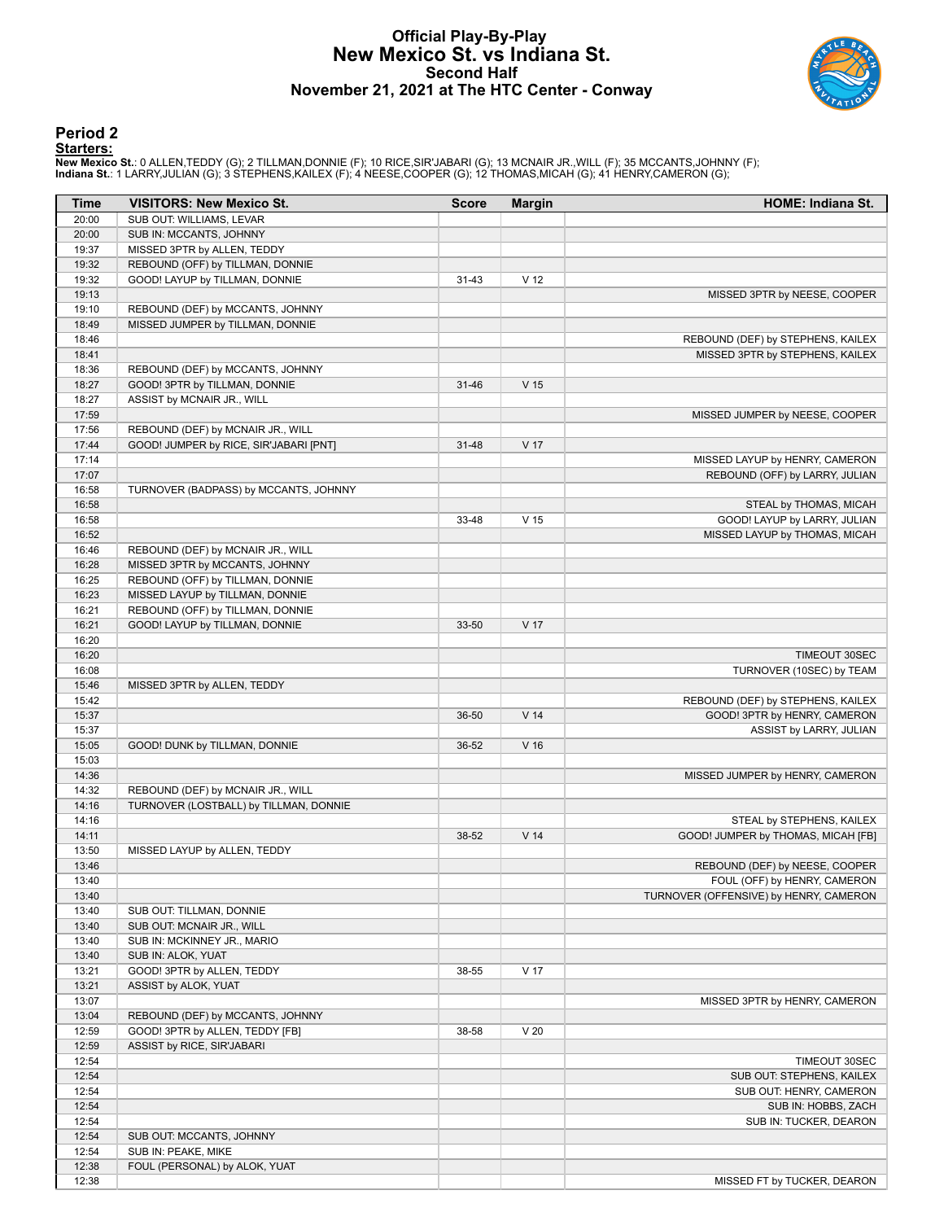# Official Play-By-Play
# New Mexico St. vs Indiana St.
## Second Half
### November 21, 2021 at The HTC Center - Conway

## Period 2

**Starters:**

**New Mexico St.**: 0 ALLEN,TEDDY (G); 2 TILLMAN,DONNIE (F); 10 RICE,SIR'JABARI (G); 13 MCNAIR JR.,WILL (F); 35 MCCANTS,JOHNNY (F);
**Indiana St.**: 1 LARRY,JULIAN (G); 3 STEPHENS,KAILEX (F); 4 NEESE,COOPER (G); 12 THOMAS,MICAH (G); 41 HENRY,CAMERON (G);

| Time | VISITORS: New Mexico St. | Score | Margin | HOME: Indiana St. |
|---|---|---|---|---|
| 20:00 | SUB OUT: WILLIAMS, LEVAR | | | |
| 20:00 | SUB IN: MCCANTS, JOHNNY | | | |
| 19:37 | MISSED 3PTR by ALLEN, TEDDY | | | |
| 19:32 | REBOUND (OFF) by TILLMAN, DONNIE | | | |
| 19:32 | GOOD! LAYUP by TILLMAN, DONNIE | 31-43 | V 12 | |
| 19:13 | | | | MISSED 3PTR by NEESE, COOPER |
| 19:10 | REBOUND (DEF) by MCCANTS, JOHNNY | | | |
| 18:49 | MISSED JUMPER by TILLMAN, DONNIE | | | |
| 18:46 | | | | REBOUND (DEF) by STEPHENS, KAILEX |
| 18:41 | | | | MISSED 3PTR by STEPHENS, KAILEX |
| 18:36 | REBOUND (DEF) by MCCANTS, JOHNNY | | | |
| 18:27 | GOOD! 3PTR by TILLMAN, DONNIE | 31-46 | V 15 | |
| 18:27 | ASSIST by MCNAIR JR., WILL | | | |
| 17:59 | | | | MISSED JUMPER by NEESE, COOPER |
| 17:56 | REBOUND (DEF) by MCNAIR JR., WILL | | | |
| 17:44 | GOOD! JUMPER by RICE, SIR'JABARI [PNT] | 31-48 | V 17 | |
| 17:14 | | | | MISSED LAYUP by HENRY, CAMERON |
| 17:07 | | | | REBOUND (OFF) by LARRY, JULIAN |
| 16:58 | TURNOVER (BADPASS) by MCCANTS, JOHNNY | | | |
| 16:58 | | | | STEAL by THOMAS, MICAH |
| 16:58 | | 33-48 | V 15 | GOOD! LAYUP by LARRY, JULIAN |
| 16:52 | | | | MISSED LAYUP by THOMAS, MICAH |
| 16:46 | REBOUND (DEF) by MCNAIR JR., WILL | | | |
| 16:28 | MISSED 3PTR by MCCANTS, JOHNNY | | | |
| 16:25 | REBOUND (OFF) by TILLMAN, DONNIE | | | |
| 16:23 | MISSED LAYUP by TILLMAN, DONNIE | | | |
| 16:21 | REBOUND (OFF) by TILLMAN, DONNIE | | | |
| 16:21 | GOOD! LAYUP by TILLMAN, DONNIE | 33-50 | V 17 | |
| 16:20 | | | | |
| 16:20 | | | | TIMEOUT 30SEC |
| 16:08 | | | | TURNOVER (10SEC) by TEAM |
| 15:46 | MISSED 3PTR by ALLEN, TEDDY | | | |
| 15:42 | | | | REBOUND (DEF) by STEPHENS, KAILEX |
| 15:37 | | 36-50 | V 14 | GOOD! 3PTR by HENRY, CAMERON |
| 15:37 | | | | ASSIST by LARRY, JULIAN |
| 15:05 | GOOD! DUNK by TILLMAN, DONNIE | 36-52 | V 16 | |
| 15:03 | | | | |
| 14:36 | | | | MISSED JUMPER by HENRY, CAMERON |
| 14:32 | REBOUND (DEF) by MCNAIR JR., WILL | | | |
| 14:16 | TURNOVER (LOSTBALL) by TILLMAN, DONNIE | | | |
| 14:16 | | | | STEAL by STEPHENS, KAILEX |
| 14:11 | | 38-52 | V 14 | GOOD! JUMPER by THOMAS, MICAH [FB] |
| 13:50 | MISSED LAYUP by ALLEN, TEDDY | | | |
| 13:46 | | | | REBOUND (DEF) by NEESE, COOPER |
| 13:40 | | | | FOUL (OFF) by HENRY, CAMERON |
| 13:40 | | | | TURNOVER (OFFENSIVE) by HENRY, CAMERON |
| 13:40 | SUB OUT: TILLMAN, DONNIE | | | |
| 13:40 | SUB OUT: MCNAIR JR., WILL | | | |
| 13:40 | SUB IN: MCKINNEY JR., MARIO | | | |
| 13:40 | SUB IN: ALOK, YUAT | | | |
| 13:21 | GOOD! 3PTR by ALLEN, TEDDY | 38-55 | V 17 | |
| 13:21 | ASSIST by ALOK, YUAT | | | |
| 13:07 | | | | MISSED 3PTR by HENRY, CAMERON |
| 13:04 | REBOUND (DEF) by MCCANTS, JOHNNY | | | |
| 12:59 | GOOD! 3PTR by ALLEN, TEDDY [FB] | 38-58 | V 20 | |
| 12:59 | ASSIST by RICE, SIR'JABARI | | | |
| 12:54 | | | | TIMEOUT 30SEC |
| 12:54 | | | | SUB OUT: STEPHENS, KAILEX |
| 12:54 | | | | SUB OUT: HENRY, CAMERON |
| 12:54 | | | | SUB IN: HOBBS, ZACH |
| 12:54 | | | | SUB IN: TUCKER, DEARON |
| 12:54 | SUB OUT: MCCANTS, JOHNNY | | | |
| 12:54 | SUB IN: PEAKE, MIKE | | | |
| 12:38 | FOUL (PERSONAL) by ALOK, YUAT | | | |
| 12:38 | | | | MISSED FT by TUCKER, DEARON |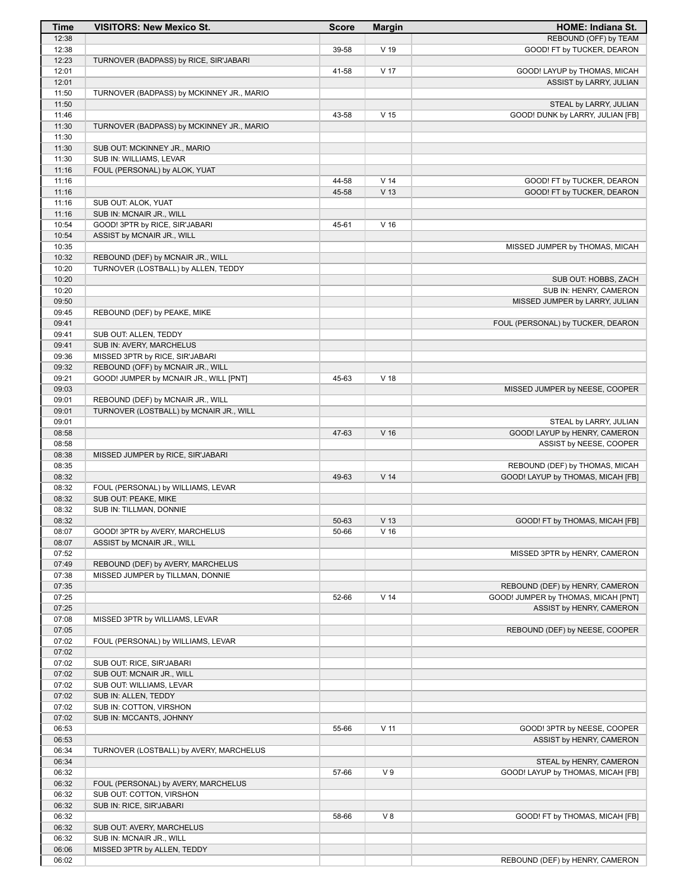| Time | VISITORS: New Mexico St. | Score | Margin | HOME: Indiana St. |
|---|---|---|---|---|
| 12:38 | | | | REBOUND (OFF) by TEAM |
| 12:38 | | 39-58 | V 19 | GOOD! FT by TUCKER, DEARON |
| 12:23 | TURNOVER (BADPASS) by RICE, SIR'JABARI | | | |
| 12:01 | | 41-58 | V 17 | GOOD! LAYUP by THOMAS, MICAH |
| 12:01 | | | | ASSIST by LARRY, JULIAN |
| 11:50 | TURNOVER (BADPASS) by MCKINNEY JR., MARIO | | | |
| 11:50 | | | | STEAL by LARRY, JULIAN |
| 11:46 | | 43-58 | V 15 | GOOD! DUNK by LARRY, JULIAN [FB] |
| 11:30 | TURNOVER (BADPASS) by MCKINNEY JR., MARIO | | | |
| 11:30 | | | | |
| 11:30 | SUB OUT: MCKINNEY JR., MARIO | | | |
| 11:30 | SUB IN: WILLIAMS, LEVAR | | | |
| 11:16 | FOUL (PERSONAL) by ALOK, YUAT | | | |
| 11:16 | | 44-58 | V 14 | GOOD! FT by TUCKER, DEARON |
| 11:16 | | 45-58 | V 13 | GOOD! FT by TUCKER, DEARON |
| 11:16 | SUB OUT: ALOK, YUAT | | | |
| 11:16 | SUB IN: MCNAIR JR., WILL | | | |
| 10:54 | GOOD! 3PTR by RICE, SIR'JABARI | 45-61 | V 16 | |
| 10:54 | ASSIST by MCNAIR JR., WILL | | | |
| 10:35 | | | | MISSED JUMPER by THOMAS, MICAH |
| 10:32 | REBOUND (DEF) by MCNAIR JR., WILL | | | |
| 10:20 | TURNOVER (LOSTBALL) by ALLEN, TEDDY | | | |
| 10:20 | | | | SUB OUT: HOBBS, ZACH |
| 10:20 | | | | SUB IN: HENRY, CAMERON |
| 09:50 | | | | MISSED JUMPER by LARRY, JULIAN |
| 09:45 | REBOUND (DEF) by PEAKE, MIKE | | | |
| 09:41 | | | | FOUL (PERSONAL) by TUCKER, DEARON |
| 09:41 | SUB OUT: ALLEN, TEDDY | | | |
| 09:41 | SUB IN: AVERY, MARCHELUS | | | |
| 09:36 | MISSED 3PTR by RICE, SIR'JABARI | | | |
| 09:32 | REBOUND (OFF) by MCNAIR JR., WILL | | | |
| 09:21 | GOOD! JUMPER by MCNAIR JR., WILL [PNT] | 45-63 | V 18 | |
| 09:03 | | | | MISSED JUMPER by NEESE, COOPER |
| 09:01 | REBOUND (DEF) by MCNAIR JR., WILL | | | |
| 09:01 | TURNOVER (LOSTBALL) by MCNAIR JR., WILL | | | |
| 09:01 | | | | STEAL by LARRY, JULIAN |
| 08:58 | | 47-63 | V 16 | GOOD! LAYUP by HENRY, CAMERON |
| 08:58 | | | | ASSIST by NEESE, COOPER |
| 08:38 | MISSED JUMPER by RICE, SIR'JABARI | | | |
| 08:35 | | | | REBOUND (DEF) by THOMAS, MICAH |
| 08:32 | | 49-63 | V 14 | GOOD! LAYUP by THOMAS, MICAH [FB] |
| 08:32 | FOUL (PERSONAL) by WILLIAMS, LEVAR | | | |
| 08:32 | SUB OUT: PEAKE, MIKE | | | |
| 08:32 | SUB IN: TILLMAN, DONNIE | | | |
| 08:32 | | 50-63 | V 13 | GOOD! FT by THOMAS, MICAH [FB] |
| 08:07 | GOOD! 3PTR by AVERY, MARCHELUS | 50-66 | V 16 | |
| 08:07 | ASSIST by MCNAIR JR., WILL | | | |
| 07:52 | | | | MISSED 3PTR by HENRY, CAMERON |
| 07:49 | REBOUND (DEF) by AVERY, MARCHELUS | | | |
| 07:38 | MISSED JUMPER by TILLMAN, DONNIE | | | |
| 07:35 | | | | REBOUND (DEF) by HENRY, CAMERON |
| 07:25 | | 52-66 | V 14 | GOOD! JUMPER by THOMAS, MICAH [PNT] |
| 07:25 | | | | ASSIST by HENRY, CAMERON |
| 07:08 | MISSED 3PTR by WILLIAMS, LEVAR | | | |
| 07:05 | | | | REBOUND (DEF) by NEESE, COOPER |
| 07:02 | FOUL (PERSONAL) by WILLIAMS, LEVAR | | | |
| 07:02 | | | | |
| 07:02 | SUB OUT: RICE, SIR'JABARI | | | |
| 07:02 | SUB OUT: MCNAIR JR., WILL | | | |
| 07:02 | SUB OUT: WILLIAMS, LEVAR | | | |
| 07:02 | SUB IN: ALLEN, TEDDY | | | |
| 07:02 | SUB IN: COTTON, VIRSHON | | | |
| 07:02 | SUB IN: MCCANTS, JOHNNY | | | |
| 06:53 | | 55-66 | V 11 | GOOD! 3PTR by NEESE, COOPER |
| 06:53 | | | | ASSIST by HENRY, CAMERON |
| 06:34 | TURNOVER (LOSTBALL) by AVERY, MARCHELUS | | | |
| 06:34 | | | | STEAL by HENRY, CAMERON |
| 06:32 | | 57-66 | V 9 | GOOD! LAYUP by THOMAS, MICAH [FB] |
| 06:32 | FOUL (PERSONAL) by AVERY, MARCHELUS | | | |
| 06:32 | SUB OUT: COTTON, VIRSHON | | | |
| 06:32 | SUB IN: RICE, SIR'JABARI | | | |
| 06:32 | | 58-66 | V 8 | GOOD! FT by THOMAS, MICAH [FB] |
| 06:32 | SUB OUT: AVERY, MARCHELUS | | | |
| 06:32 | SUB IN: MCNAIR JR., WILL | | | |
| 06:06 | MISSED 3PTR by ALLEN, TEDDY | | | |
| 06:02 | | | | REBOUND (DEF) by HENRY, CAMERON |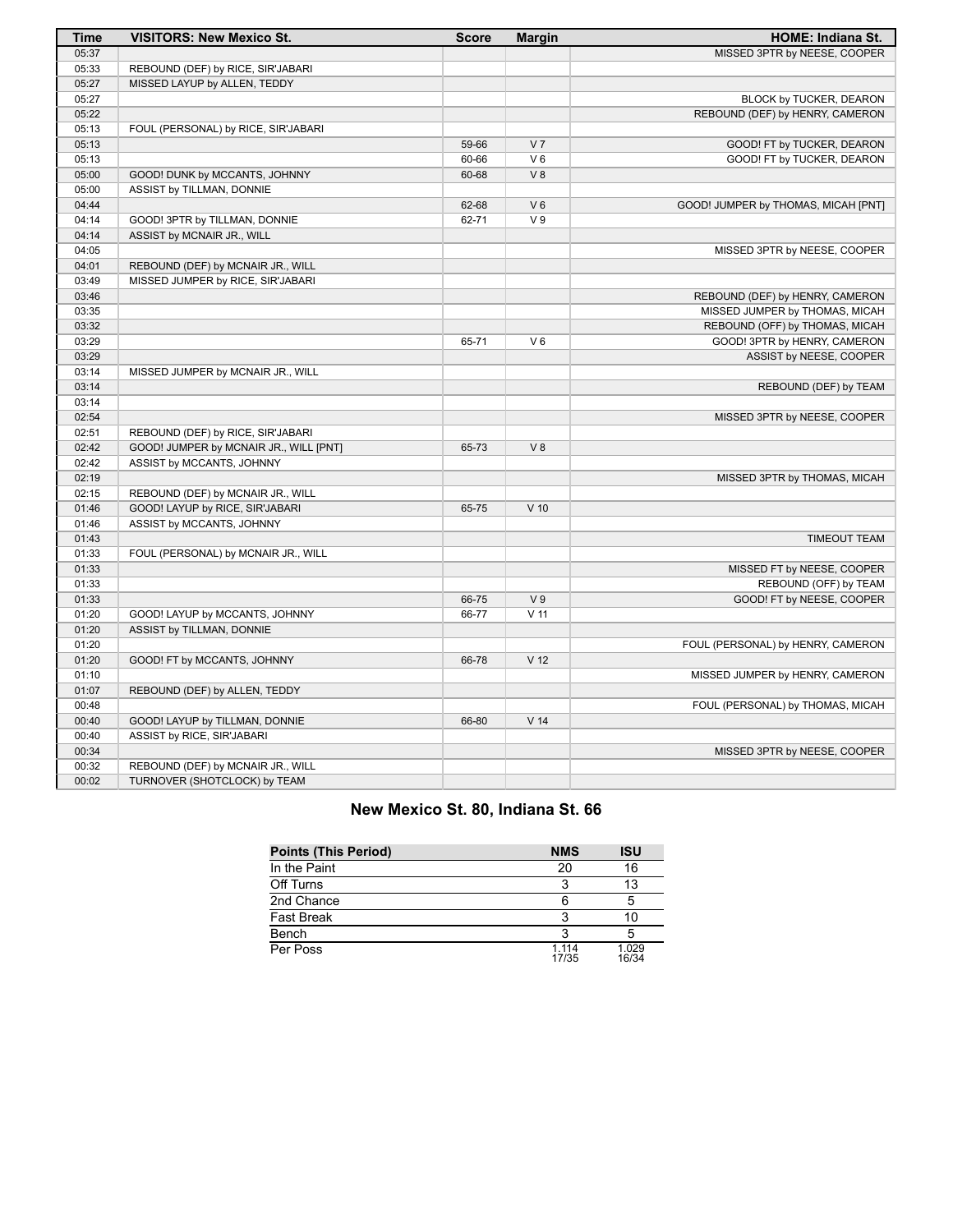| Time | VISITORS: New Mexico St. | Score | Margin | HOME: Indiana St. |
|---|---|---|---|---|
| 05:37 | | | | MISSED 3PTR by NEESE, COOPER |
| 05:33 | REBOUND (DEF) by RICE, SIR'JABARI | | | |
| 05:27 | MISSED LAYUP by ALLEN, TEDDY | | | |
| 05:27 | | | | BLOCK by TUCKER, DEARON |
| 05:22 | | | | REBOUND (DEF) by HENRY, CAMERON |
| 05:13 | FOUL (PERSONAL) by RICE, SIR'JABARI | | | |
| 05:13 | | 59-66 | V 7 | GOOD! FT by TUCKER, DEARON |
| 05:13 | | 60-66 | V 6 | GOOD! FT by TUCKER, DEARON |
| 05:00 | GOOD! DUNK by MCCANTS, JOHNNY | 60-68 | V 8 | |
| 05:00 | ASSIST by TILLMAN, DONNIE | | | |
| 04:44 | | 62-68 | V 6 | GOOD! JUMPER by THOMAS, MICAH [PNT] |
| 04:14 | GOOD! 3PTR by TILLMAN, DONNIE | 62-71 | V 9 | |
| 04:14 | ASSIST by MCNAIR JR., WILL | | | |
| 04:05 | | | | MISSED 3PTR by NEESE, COOPER |
| 04:01 | REBOUND (DEF) by MCNAIR JR., WILL | | | |
| 03:49 | MISSED JUMPER by RICE, SIR'JABARI | | | |
| 03:46 | | | | REBOUND (DEF) by HENRY, CAMERON |
| 03:35 | | | | MISSED JUMPER by THOMAS, MICAH |
| 03:32 | | | | REBOUND (OFF) by THOMAS, MICAH |
| 03:29 | | 65-71 | V 6 | GOOD! 3PTR by HENRY, CAMERON |
| 03:29 | | | | ASSIST by NEESE, COOPER |
| 03:14 | MISSED JUMPER by MCNAIR JR., WILL | | | |
| 03:14 | | | | REBOUND (DEF) by TEAM |
| 03:14 | | | | |
| 02:54 | | | | MISSED 3PTR by NEESE, COOPER |
| 02:51 | REBOUND (DEF) by RICE, SIR'JABARI | | | |
| 02:42 | GOOD! JUMPER by MCNAIR JR., WILL [PNT] | 65-73 | V 8 | |
| 02:42 | ASSIST by MCCANTS, JOHNNY | | | |
| 02:19 | | | | MISSED 3PTR by THOMAS, MICAH |
| 02:15 | REBOUND (DEF) by MCNAIR JR., WILL | | | |
| 01:46 | GOOD! LAYUP by RICE, SIR'JABARI | 65-75 | V 10 | |
| 01:46 | ASSIST by MCCANTS, JOHNNY | | | |
| 01:43 | | | | TIMEOUT TEAM |
| 01:33 | FOUL (PERSONAL) by MCNAIR JR., WILL | | | |
| 01:33 | | | | MISSED FT by NEESE, COOPER |
| 01:33 | | | | REBOUND (OFF) by TEAM |
| 01:33 | | 66-75 | V 9 | GOOD! FT by NEESE, COOPER |
| 01:20 | GOOD! LAYUP by MCCANTS, JOHNNY | 66-77 | V 11 | |
| 01:20 | ASSIST by TILLMAN, DONNIE | | | |
| 01:20 | | | | FOUL (PERSONAL) by HENRY, CAMERON |
| 01:20 | GOOD! FT by MCCANTS, JOHNNY | 66-78 | V 12 | |
| 01:10 | | | | MISSED JUMPER by HENRY, CAMERON |
| 01:07 | REBOUND (DEF) by ALLEN, TEDDY | | | |
| 00:48 | | | | FOUL (PERSONAL) by THOMAS, MICAH |
| 00:40 | GOOD! LAYUP by TILLMAN, DONNIE | 66-80 | V 14 | |
| 00:40 | ASSIST by RICE, SIR'JABARI | | | |
| 00:34 | | | | MISSED 3PTR by NEESE, COOPER |
| 00:32 | REBOUND (DEF) by MCNAIR JR., WILL | | | |
| 00:02 | TURNOVER (SHOTCLOCK) by TEAM | | | |

## New Mexico St. 80, Indiana St. 66

| Points (This Period) | NMS | ISU |
|---|---|---|
| In the Paint | 20 | 16 |
| Off Turns | 3 | 13 |
| 2nd Chance | 6 | 5 |
| Fast Break | 3 | 10 |
| Bench | 3 | 5 |
| Per Poss | 1.114 17/35 | 1.029 16/34 |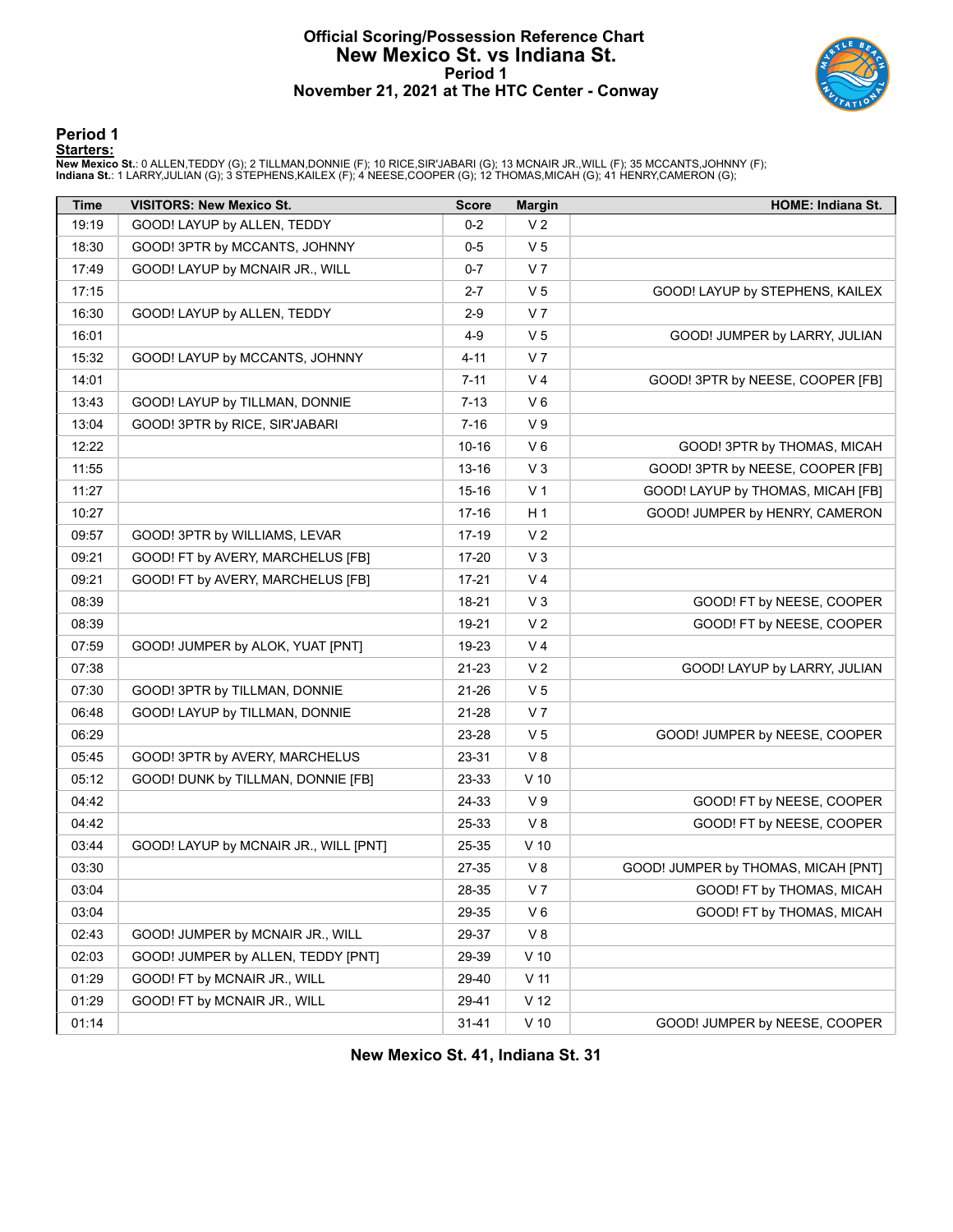# Official Scoring/Possession Reference Chart
## New Mexico St. vs Indiana St.
### Period 1
### November 21, 2021 at The HTC Center - Conway

## Period 1

**Starters:**

**New Mexico St.**: 0 ALLEN,TEDDY (G); 2 TILLMAN,DONNIE (F); 10 RICE,SIR'JABARI (G); 13 MCNAIR JR.,WILL (F); 35 MCCANTS,JOHNNY (F);
**Indiana St.**: 1 LARRY,JULIAN (G); 3 STEPHENS,KAILEX (F); 4 NEESE,COOPER (G); 12 THOMAS,MICAH (G); 41 HENRY,CAMERON (G);

| Time | VISITORS: New Mexico St. | Score | Margin | HOME: Indiana St. |
|---|---|---|---|---|
| 19:19 | GOOD! LAYUP by ALLEN, TEDDY | 0-2 | V 2 | |
| 18:30 | GOOD! 3PTR by MCCANTS, JOHNNY | 0-5 | V 5 | |
| 17:49 | GOOD! LAYUP by MCNAIR JR., WILL | 0-7 | V 7 | |
| 17:15 | | 2-7 | V 5 | GOOD! LAYUP by STEPHENS, KAILEX |
| 16:30 | GOOD! LAYUP by ALLEN, TEDDY | 2-9 | V 7 | |
| 16:01 | | 4-9 | V 5 | GOOD! JUMPER by LARRY, JULIAN |
| 15:32 | GOOD! LAYUP by MCCANTS, JOHNNY | 4-11 | V 7 | |
| 14:01 | | 7-11 | V 4 | GOOD! 3PTR by NEESE, COOPER [FB] |
| 13:43 | GOOD! LAYUP by TILLMAN, DONNIE | 7-13 | V 6 | |
| 13:04 | GOOD! 3PTR by RICE, SIR'JABARI | 7-16 | V 9 | |
| 12:22 | | 10-16 | V 6 | GOOD! 3PTR by THOMAS, MICAH |
| 11:55 | | 13-16 | V 3 | GOOD! 3PTR by NEESE, COOPER [FB] |
| 11:27 | | 15-16 | V 1 | GOOD! LAYUP by THOMAS, MICAH [FB] |
| 10:27 | | 17-16 | H 1 | GOOD! JUMPER by HENRY, CAMERON |
| 09:57 | GOOD! 3PTR by WILLIAMS, LEVAR | 17-19 | V 2 | |
| 09:21 | GOOD! FT by AVERY, MARCHELUS [FB] | 17-20 | V 3 | |
| 09:21 | GOOD! FT by AVERY, MARCHELUS [FB] | 17-21 | V 4 | |
| 08:39 | | 18-21 | V 3 | GOOD! FT by NEESE, COOPER |
| 08:39 | | 19-21 | V 2 | GOOD! FT by NEESE, COOPER |
| 07:59 | GOOD! JUMPER by ALOK, YUAT [PNT] | 19-23 | V 4 | |
| 07:38 | | 21-23 | V 2 | GOOD! LAYUP by LARRY, JULIAN |
| 07:30 | GOOD! 3PTR by TILLMAN, DONNIE | 21-26 | V 5 | |
| 06:48 | GOOD! LAYUP by TILLMAN, DONNIE | 21-28 | V 7 | |
| 06:29 | | 23-28 | V 5 | GOOD! JUMPER by NEESE, COOPER |
| 05:45 | GOOD! 3PTR by AVERY, MARCHELUS | 23-31 | V 8 | |
| 05:12 | GOOD! DUNK by TILLMAN, DONNIE [FB] | 23-33 | V 10 | |
| 04:42 | | 24-33 | V 9 | GOOD! FT by NEESE, COOPER |
| 04:42 | | 25-33 | V 8 | GOOD! FT by NEESE, COOPER |
| 03:44 | GOOD! LAYUP by MCNAIR JR., WILL [PNT] | 25-35 | V 10 | |
| 03:30 | | 27-35 | V 8 | GOOD! JUMPER by THOMAS, MICAH [PNT] |
| 03:04 | | 28-35 | V 7 | GOOD! FT by THOMAS, MICAH |
| 03:04 | | 29-35 | V 6 | GOOD! FT by THOMAS, MICAH |
| 02:43 | GOOD! JUMPER by MCNAIR JR., WILL | 29-37 | V 8 | |
| 02:03 | GOOD! JUMPER by ALLEN, TEDDY [PNT] | 29-39 | V 10 | |
| 01:29 | GOOD! FT by MCNAIR JR., WILL | 29-40 | V 11 | |
| 01:29 | GOOD! FT by MCNAIR JR., WILL | 29-41 | V 12 | |
| 01:14 | | 31-41 | V 10 | GOOD! JUMPER by NEESE, COOPER |

**New Mexico St. 41, Indiana St. 31**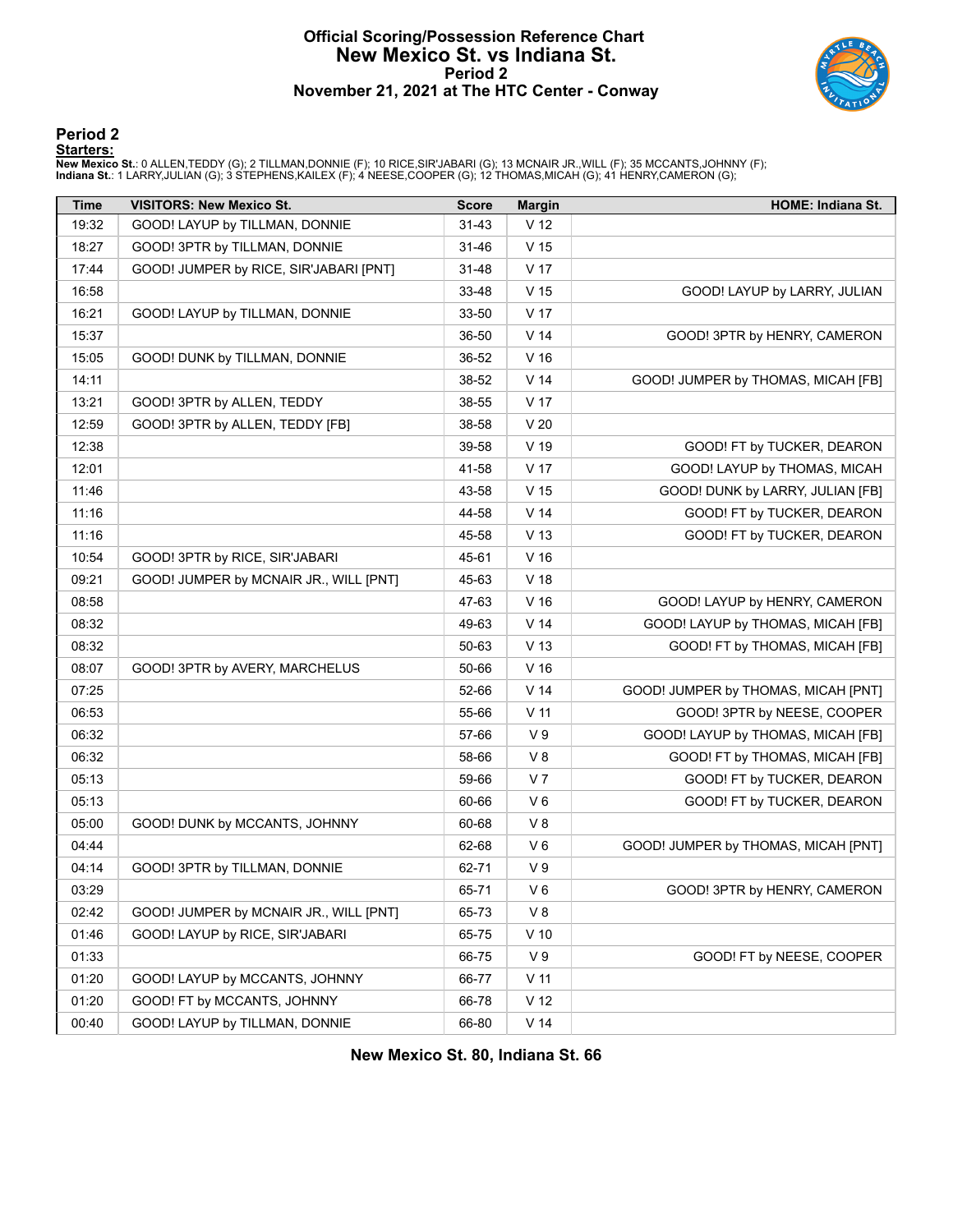# Official Scoring/Possession Reference Chart
## New Mexico St. vs Indiana St.
## Period 2
## November 21, 2021 at The HTC Center - Conway

### Period 2

**Starters:**

**New Mexico St.**: 0 ALLEN,TEDDY (G); 2 TILLMAN,DONNIE (F); 10 RICE,SIR'JABARI (G); 13 MCNAIR JR.,WILL (F); 35 MCCANTS,JOHNNY (F);
**Indiana St.**: 1 LARRY,JULIAN (G); 3 STEPHENS,KAILEX (F); 4 NEESE,COOPER (G); 12 THOMAS,MICAH (G); 41 HENRY,CAMERON (G);

| Time | VISITORS: New Mexico St. | Score | Margin | HOME: Indiana St. |
|---|---|---|---|---|
| 19:32 | GOOD! LAYUP by TILLMAN, DONNIE | 31-43 | V 12 | |
| 18:27 | GOOD! 3PTR by TILLMAN, DONNIE | 31-46 | V 15 | |
| 17:44 | GOOD! JUMPER by RICE, SIR'JABARI [PNT] | 31-48 | V 17 | |
| 16:58 | | 33-48 | V 15 | GOOD! LAYUP by LARRY, JULIAN |
| 16:21 | GOOD! LAYUP by TILLMAN, DONNIE | 33-50 | V 17 | |
| 15:37 | | 36-50 | V 14 | GOOD! 3PTR by HENRY, CAMERON |
| 15:05 | GOOD! DUNK by TILLMAN, DONNIE | 36-52 | V 16 | |
| 14:11 | | 38-52 | V 14 | GOOD! JUMPER by THOMAS, MICAH [FB] |
| 13:21 | GOOD! 3PTR by ALLEN, TEDDY | 38-55 | V 17 | |
| 12:59 | GOOD! 3PTR by ALLEN, TEDDY [FB] | 38-58 | V 20 | |
| 12:38 | | 39-58 | V 19 | GOOD! FT by TUCKER, DEARON |
| 12:01 | | 41-58 | V 17 | GOOD! LAYUP by THOMAS, MICAH |
| 11:46 | | 43-58 | V 15 | GOOD! DUNK by LARRY, JULIAN [FB] |
| 11:16 | | 44-58 | V 14 | GOOD! FT by TUCKER, DEARON |
| 11:16 | | 45-58 | V 13 | GOOD! FT by TUCKER, DEARON |
| 10:54 | GOOD! 3PTR by RICE, SIR'JABARI | 45-61 | V 16 | |
| 09:21 | GOOD! JUMPER by MCNAIR JR., WILL [PNT] | 45-63 | V 18 | |
| 08:58 | | 47-63 | V 16 | GOOD! LAYUP by HENRY, CAMERON |
| 08:32 | | 49-63 | V 14 | GOOD! LAYUP by THOMAS, MICAH [FB] |
| 08:32 | | 50-63 | V 13 | GOOD! FT by THOMAS, MICAH [FB] |
| 08:07 | GOOD! 3PTR by AVERY, MARCHELUS | 50-66 | V 16 | |
| 07:25 | | 52-66 | V 14 | GOOD! JUMPER by THOMAS, MICAH [PNT] |
| 06:53 | | 55-66 | V 11 | GOOD! 3PTR by NEESE, COOPER |
| 06:32 | | 57-66 | V 9 | GOOD! LAYUP by THOMAS, MICAH [FB] |
| 06:32 | | 58-66 | V 8 | GOOD! FT by THOMAS, MICAH [FB] |
| 05:13 | | 59-66 | V 7 | GOOD! FT by TUCKER, DEARON |
| 05:13 | | 60-66 | V 6 | GOOD! FT by TUCKER, DEARON |
| 05:00 | GOOD! DUNK by MCCANTS, JOHNNY | 60-68 | V 8 | |
| 04:44 | | 62-68 | V 6 | GOOD! JUMPER by THOMAS, MICAH [PNT] |
| 04:14 | GOOD! 3PTR by TILLMAN, DONNIE | 62-71 | V 9 | |
| 03:29 | | 65-71 | V 6 | GOOD! 3PTR by HENRY, CAMERON |
| 02:42 | GOOD! JUMPER by MCNAIR JR., WILL [PNT] | 65-73 | V 8 | |
| 01:46 | GOOD! LAYUP by RICE, SIR'JABARI | 65-75 | V 10 | |
| 01:33 | | 66-75 | V 9 | GOOD! FT by NEESE, COOPER |
| 01:20 | GOOD! LAYUP by MCCANTS, JOHNNY | 66-77 | V 11 | |
| 01:20 | GOOD! FT by MCCANTS, JOHNNY | 66-78 | V 12 | |
| 00:40 | GOOD! LAYUP by TILLMAN, DONNIE | 66-80 | V 14 | |

**New Mexico St. 80, Indiana St. 66**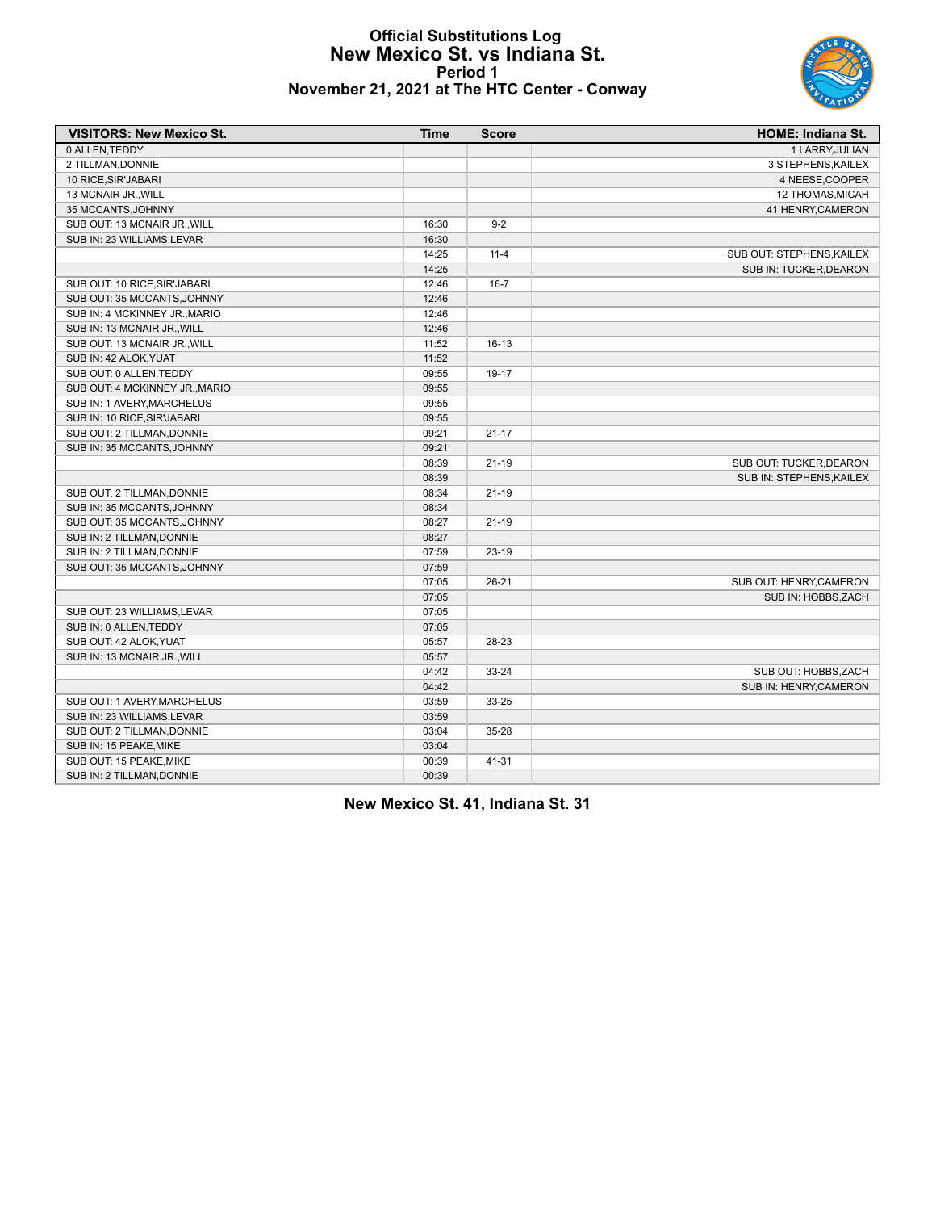# Official Substitutions Log
## New Mexico St. vs Indiana St.
### Period 1
### November 21, 2021 at The HTC Center - Conway

| VISITORS: New Mexico St. | Time | Score | HOME: Indiana St. |
|---|---|---|---|
| 0 ALLEN,TEDDY | | | 1 LARRY,JULIAN |
| 2 TILLMAN,DONNIE | | | 3 STEPHENS,KAILEX |
| 10 RICE,SIR'JABARI | | | 4 NEESE,COOPER |
| 13 MCNAIR JR.,WILL | | | 12 THOMAS,MICAH |
| 35 MCCANTS,JOHNNY | | | 41 HENRY,CAMERON |
| SUB OUT: 13 MCNAIR JR.,WILL | 16:30 | 9-2 | |
| SUB IN: 23 WILLIAMS,LEVAR | 16:30 | | |
| | 14:25 | 11-4 | SUB OUT: STEPHENS,KAILEX |
| | 14:25 | | SUB IN: TUCKER,DEARON |
| SUB OUT: 10 RICE,SIR'JABARI | 12:46 | 16-7 | |
| SUB OUT: 35 MCCANTS,JOHNNY | 12:46 | | |
| SUB IN: 4 MCKINNEY JR.,MARIO | 12:46 | | |
| SUB IN: 13 MCNAIR JR.,WILL | 12:46 | | |
| SUB OUT: 13 MCNAIR JR.,WILL | 11:52 | 16-13 | |
| SUB IN: 42 ALOK,YUAT | 11:52 | | |
| SUB OUT: 0 ALLEN,TEDDY | 09:55 | 19-17 | |
| SUB OUT: 4 MCKINNEY JR.,MARIO | 09:55 | | |
| SUB IN: 1 AVERY,MARCHELUS | 09:55 | | |
| SUB IN: 10 RICE,SIR'JABARI | 09:55 | | |
| SUB OUT: 2 TILLMAN,DONNIE | 09:21 | 21-17 | |
| SUB IN: 35 MCCANTS,JOHNNY | 09:21 | | |
| | 08:39 | 21-19 | SUB OUT: TUCKER,DEARON |
| | 08:39 | | SUB IN: STEPHENS,KAILEX |
| SUB OUT: 2 TILLMAN,DONNIE | 08:34 | 21-19 | |
| SUB IN: 35 MCCANTS,JOHNNY | 08:34 | | |
| SUB OUT: 35 MCCANTS,JOHNNY | 08:27 | 21-19 | |
| SUB IN: 2 TILLMAN,DONNIE | 08:27 | | |
| SUB IN: 2 TILLMAN,DONNIE | 07:59 | 23-19 | |
| SUB OUT: 35 MCCANTS,JOHNNY | 07:59 | | |
| | 07:05 | 26-21 | SUB OUT: HENRY,CAMERON |
| | 07:05 | | SUB IN: HOBBS,ZACH |
| SUB OUT: 23 WILLIAMS,LEVAR | 07:05 | | |
| SUB IN: 0 ALLEN,TEDDY | 07:05 | | |
| SUB OUT: 42 ALOK,YUAT | 05:57 | 28-23 | |
| SUB IN: 13 MCNAIR JR.,WILL | 05:57 | | |
| | 04:42 | 33-24 | SUB OUT: HOBBS,ZACH |
| | 04:42 | | SUB IN: HENRY,CAMERON |
| SUB OUT: 1 AVERY,MARCHELUS | 03:59 | 33-25 | |
| SUB IN: 23 WILLIAMS,LEVAR | 03:59 | | |
| SUB OUT: 2 TILLMAN,DONNIE | 03:04 | 35-28 | |
| SUB IN: 15 PEAKE,MIKE | 03:04 | | |
| SUB OUT: 15 PEAKE,MIKE | 00:39 | 41-31 | |
| SUB IN: 2 TILLMAN,DONNIE | 00:39 | | |

**New Mexico St. 41, Indiana St. 31**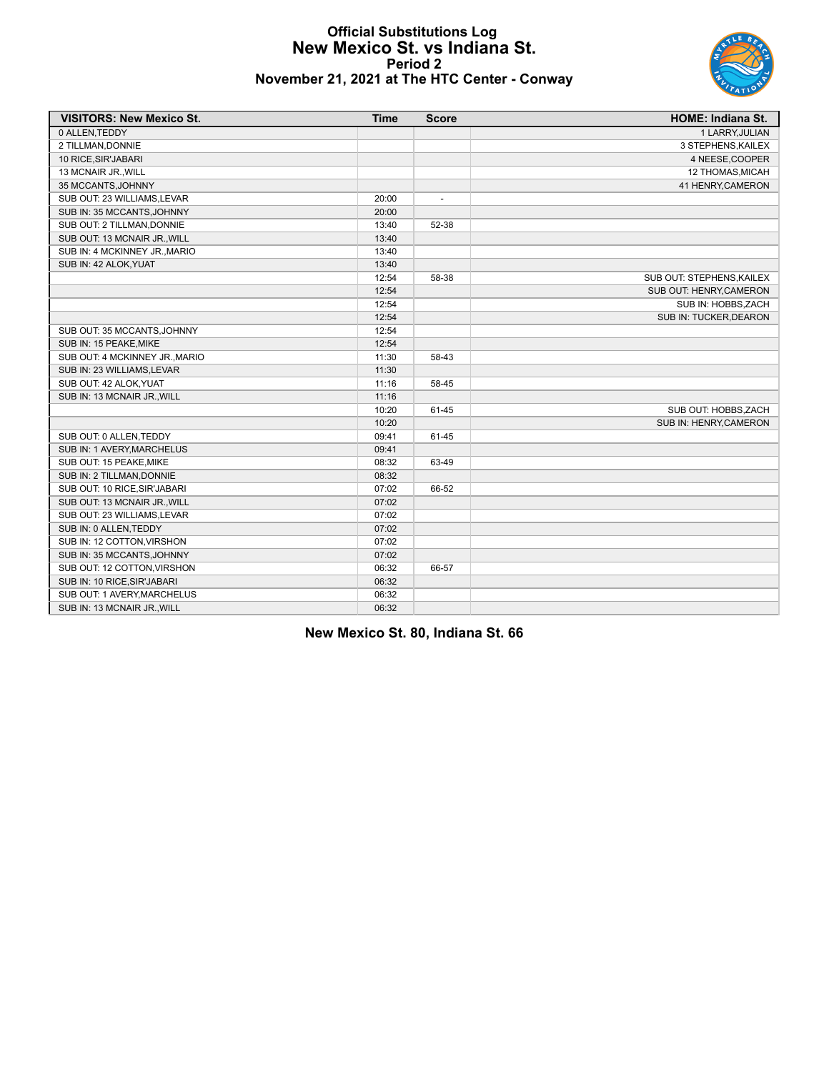# Official Substitutions Log
## New Mexico St. vs Indiana St.
### Period 2
### November 21, 2021 at The HTC Center - Conway

| VISITORS: New Mexico St. | Time | Score | HOME: Indiana St. |
|---|---|---|---|
| 0 ALLEN,TEDDY | | | 1 LARRY,JULIAN |
| 2 TILLMAN,DONNIE | | | 3 STEPHENS,KAILEX |
| 10 RICE,SIR'JABARI | | | 4 NEESE,COOPER |
| 13 MCNAIR JR.,WILL | | | 12 THOMAS,MICAH |
| 35 MCCANTS,JOHNNY | | | 41 HENRY,CAMERON |
| SUB OUT: 23 WILLIAMS,LEVAR | 20:00 | - | |
| SUB IN: 35 MCCANTS,JOHNNY | 20:00 | | |
| SUB OUT: 2 TILLMAN,DONNIE | 13:40 | 52-38 | |
| SUB OUT: 13 MCNAIR JR.,WILL | 13:40 | | |
| SUB IN: 4 MCKINNEY JR.,MARIO | 13:40 | | |
| SUB IN: 42 ALOK,YUAT | 13:40 | | |
| | 12:54 | 58-38 | SUB OUT: STEPHENS,KAILEX |
| | 12:54 | | SUB OUT: HENRY,CAMERON |
| | 12:54 | | SUB IN: HOBBS,ZACH |
| | 12:54 | | SUB IN: TUCKER,DEARON |
| SUB OUT: 35 MCCANTS,JOHNNY | 12:54 | | |
| SUB IN: 15 PEAKE,MIKE | 12:54 | | |
| SUB OUT: 4 MCKINNEY JR.,MARIO | 11:30 | 58-43 | |
| SUB IN: 23 WILLIAMS,LEVAR | 11:30 | | |
| SUB OUT: 42 ALOK,YUAT | 11:16 | 58-45 | |
| SUB IN: 13 MCNAIR JR.,WILL | 11:16 | | |
| | 10:20 | 61-45 | SUB OUT: HOBBS,ZACH |
| | 10:20 | | SUB IN: HENRY,CAMERON |
| SUB OUT: 0 ALLEN,TEDDY | 09:41 | 61-45 | |
| SUB IN: 1 AVERY,MARCHELUS | 09:41 | | |
| SUB OUT: 15 PEAKE,MIKE | 08:32 | 63-49 | |
| SUB IN: 2 TILLMAN,DONNIE | 08:32 | | |
| SUB OUT: 10 RICE,SIR'JABARI | 07:02 | 66-52 | |
| SUB OUT: 13 MCNAIR JR.,WILL | 07:02 | | |
| SUB OUT: 23 WILLIAMS,LEVAR | 07:02 | | |
| SUB IN: 0 ALLEN,TEDDY | 07:02 | | |
| SUB IN: 12 COTTON,VIRSHON | 07:02 | | |
| SUB IN: 35 MCCANTS,JOHNNY | 07:02 | | |
| SUB OUT: 12 COTTON,VIRSHON | 06:32 | 66-57 | |
| SUB IN: 10 RICE,SIR'JABARI | 06:32 | | |
| SUB OUT: 1 AVERY,MARCHELUS | 06:32 | | |
| SUB IN: 13 MCNAIR JR.,WILL | 06:32 | | |

**New Mexico St. 80, Indiana St. 66**